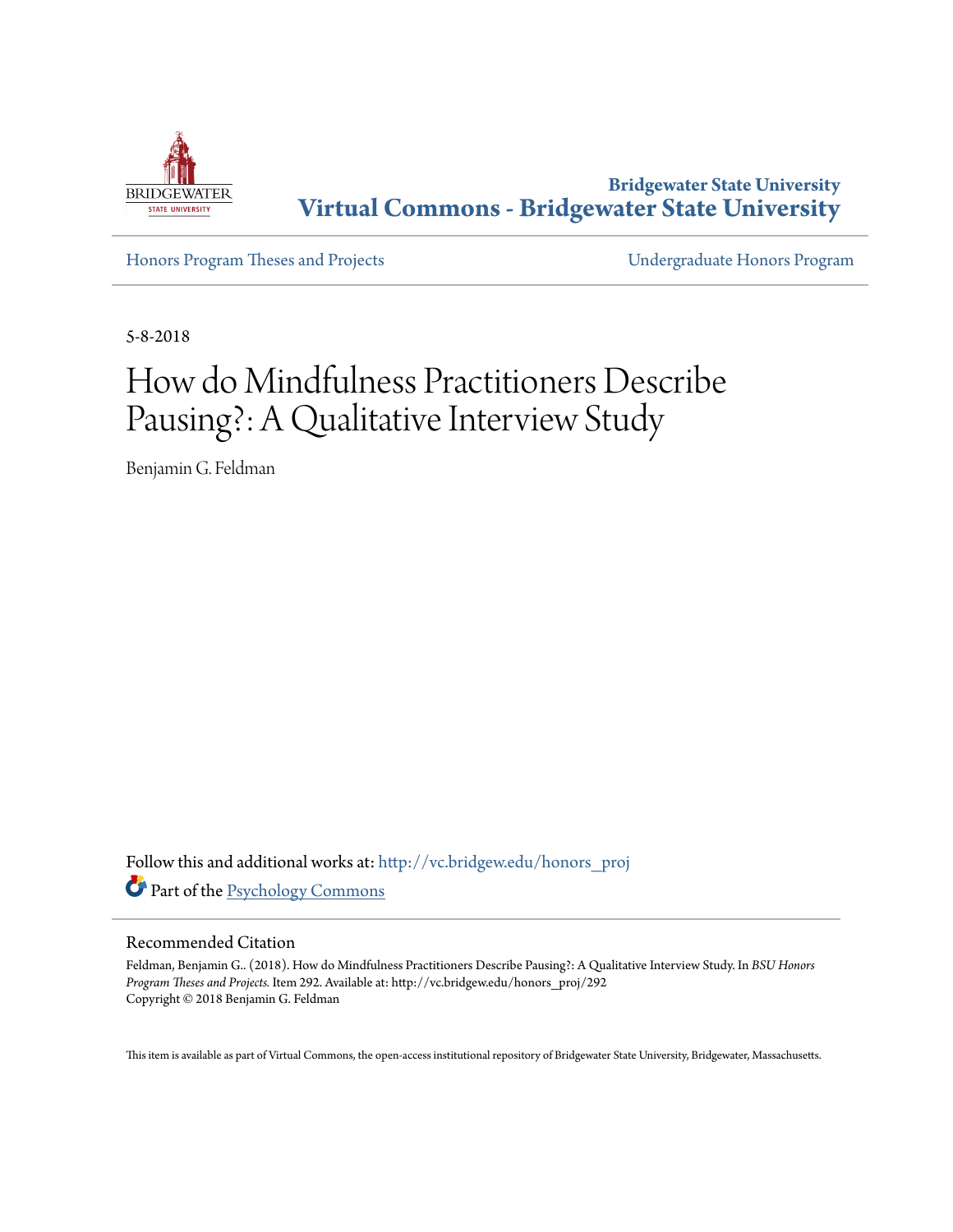Bridgewater State University
**Virtual Commons - Bridgewater State University**

Honors Program Theses and Projects

Undergraduate Honors Program

5-8-2018

# How do Mindfulness Practitioners Describe Pausing?: A Qualitative Interview Study

Benjamin G. Feldman

Follow this and additional works at: http://vc.bridgew.edu/honors_proj

Part of the Psychology Commons

## Recommended Citation

Feldman, Benjamin G.. (2018). How do Mindfulness Practitioners Describe Pausing?: A Qualitative Interview Study. In *BSU Honors Program Theses and Projects.* Item 292. Available at: http://vc.bridgew.edu/honors_proj/292
Copyright © 2018 Benjamin G. Feldman

This item is available as part of Virtual Commons, the open-access institutional repository of Bridgewater State University, Bridgewater, Massachusetts.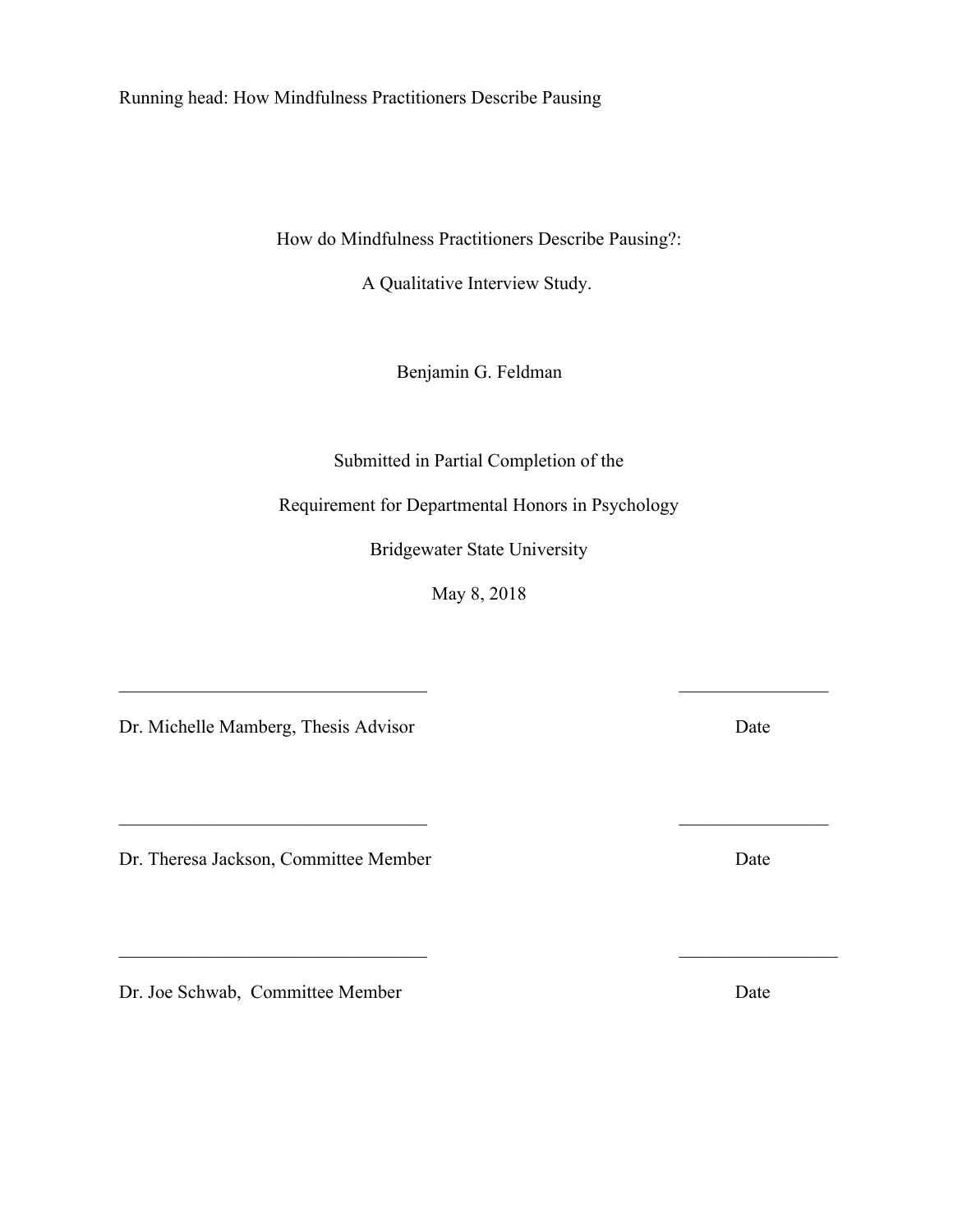Running head: How Mindfulness Practitioners Describe Pausing

# How do Mindfulness Practitioners Describe Pausing?:

# A Qualitative Interview Study.

Benjamin G. Feldman

Submitted in Partial Completion of the

Requirement for Departmental Honors in Psychology

Bridgewater State University

May 8, 2018

__________________________________ ________________

Dr. Michelle Mamberg, Thesis Advisor Date

__________________________________ ________________

Dr. Theresa Jackson, Committee Member Date

__________________________________ __________________

Dr. Joe Schwab, Committee Member Date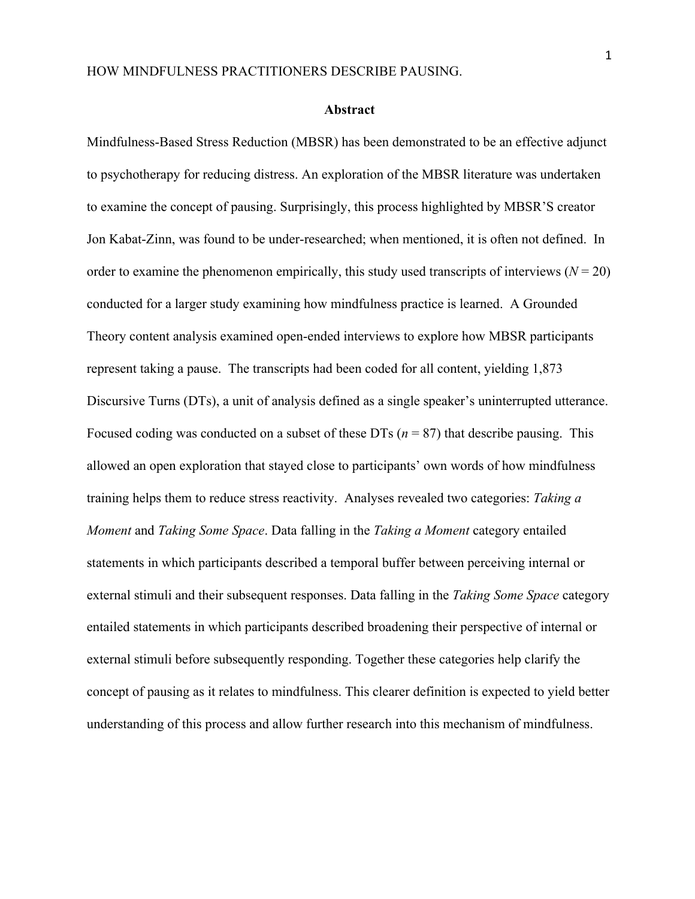## Abstract

Mindfulness-Based Stress Reduction (MBSR) has been demonstrated to be an effective adjunct to psychotherapy for reducing distress. An exploration of the MBSR literature was undertaken to examine the concept of pausing. Surprisingly, this process highlighted by MBSR'S creator Jon Kabat-Zinn, was found to be under-researched; when mentioned, it is often not defined. In order to examine the phenomenon empirically, this study used transcripts of interviews ($N = 20$) conducted for a larger study examining how mindfulness practice is learned. A Grounded Theory content analysis examined open-ended interviews to explore how MBSR participants represent taking a pause. The transcripts had been coded for all content, yielding 1,873 Discursive Turns (DTs), a unit of analysis defined as a single speaker's uninterrupted utterance. Focused coding was conducted on a subset of these DTs ($n = 87$) that describe pausing. This allowed an open exploration that stayed close to participants' own words of how mindfulness training helps them to reduce stress reactivity. Analyses revealed two categories: *Taking a Moment* and *Taking Some Space*. Data falling in the *Taking a Moment* category entailed statements in which participants described a temporal buffer between perceiving internal or external stimuli and their subsequent responses. Data falling in the *Taking Some Space* category entailed statements in which participants described broadening their perspective of internal or external stimuli before subsequently responding. Together these categories help clarify the concept of pausing as it relates to mindfulness. This clearer definition is expected to yield better understanding of this process and allow further research into this mechanism of mindfulness.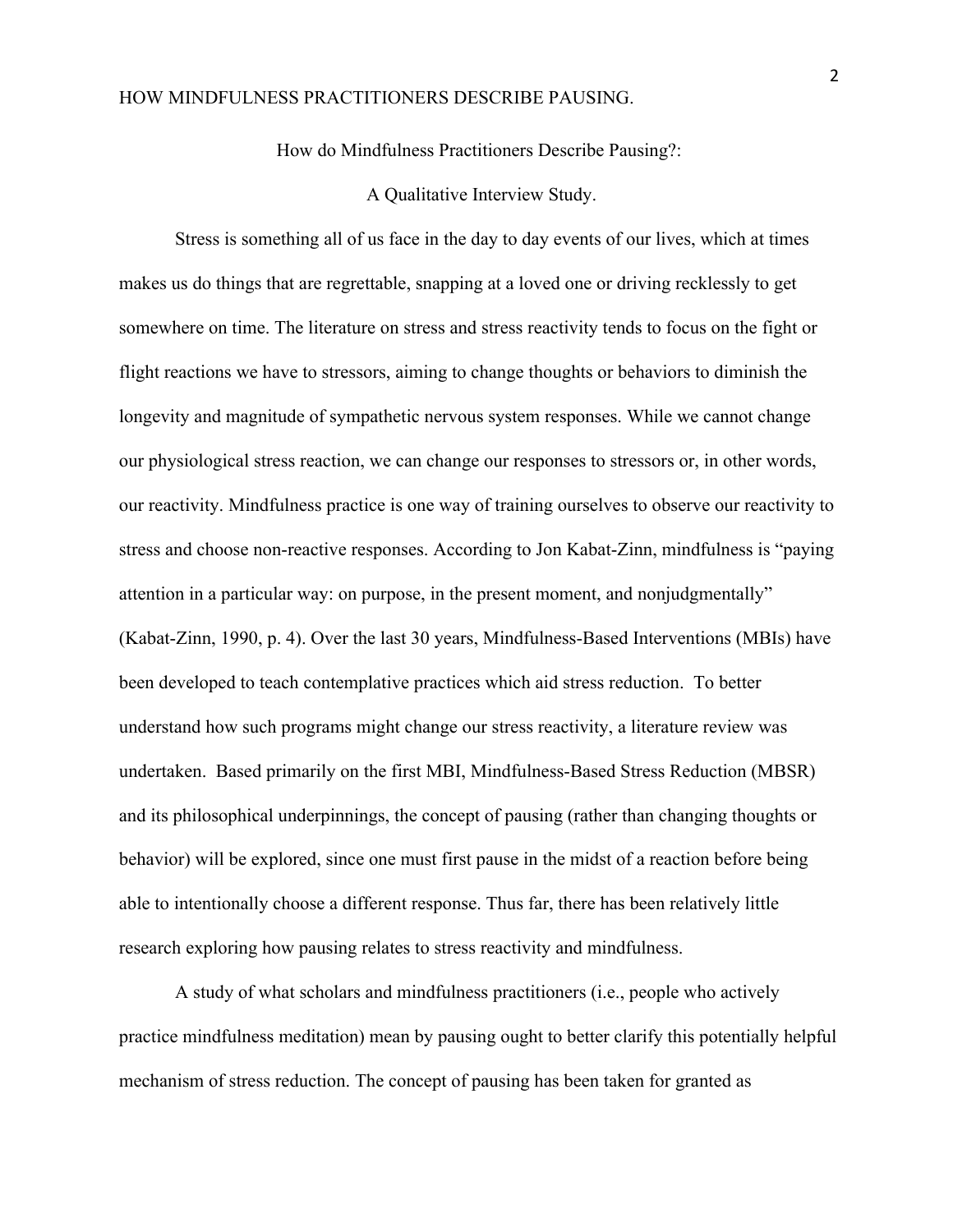How do Mindfulness Practitioners Describe Pausing?:

A Qualitative Interview Study.

Stress is something all of us face in the day to day events of our lives, which at times makes us do things that are regrettable, snapping at a loved one or driving recklessly to get somewhere on time. The literature on stress and stress reactivity tends to focus on the fight or flight reactions we have to stressors, aiming to change thoughts or behaviors to diminish the longevity and magnitude of sympathetic nervous system responses. While we cannot change our physiological stress reaction, we can change our responses to stressors or, in other words, our reactivity. Mindfulness practice is one way of training ourselves to observe our reactivity to stress and choose non-reactive responses. According to Jon Kabat-Zinn, mindfulness is "paying attention in a particular way: on purpose, in the present moment, and nonjudgmentally" (Kabat-Zinn, 1990, p. 4). Over the last 30 years, Mindfulness-Based Interventions (MBIs) have been developed to teach contemplative practices which aid stress reduction. To better understand how such programs might change our stress reactivity, a literature review was undertaken. Based primarily on the first MBI, Mindfulness-Based Stress Reduction (MBSR) and its philosophical underpinnings, the concept of pausing (rather than changing thoughts or behavior) will be explored, since one must first pause in the midst of a reaction before being able to intentionally choose a different response. Thus far, there has been relatively little research exploring how pausing relates to stress reactivity and mindfulness.

A study of what scholars and mindfulness practitioners (i.e., people who actively practice mindfulness meditation) mean by pausing ought to better clarify this potentially helpful mechanism of stress reduction. The concept of pausing has been taken for granted as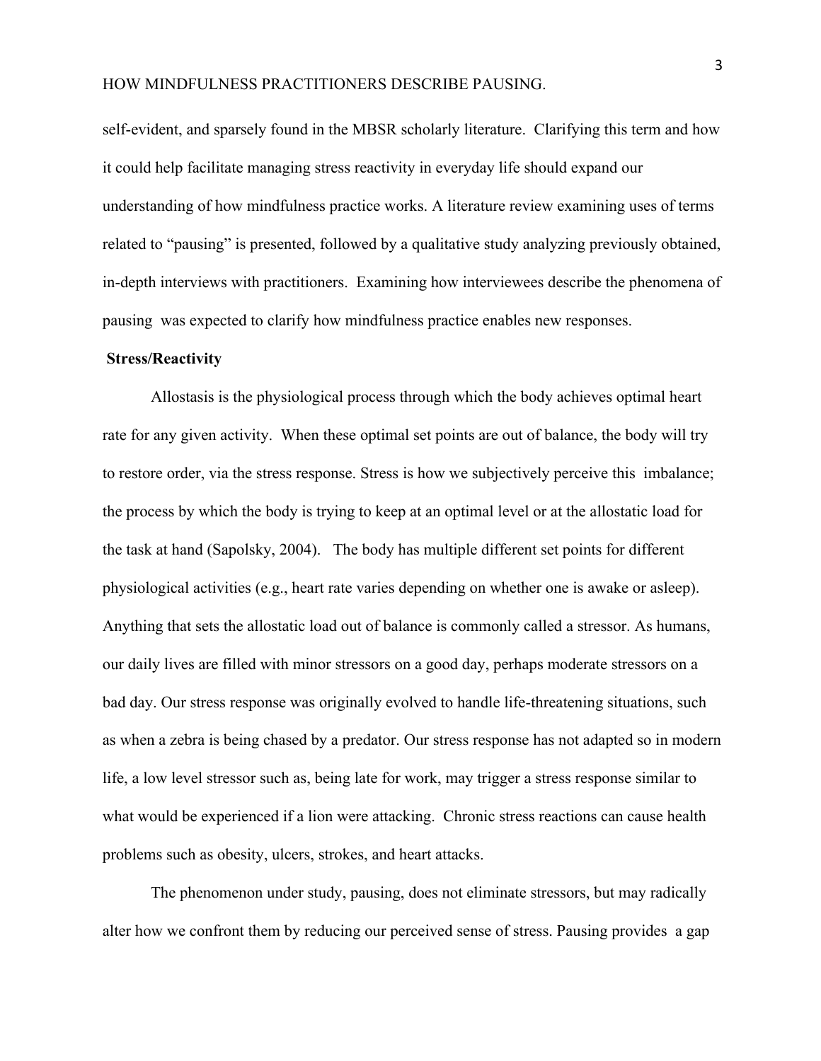self-evident, and sparsely found in the MBSR scholarly literature. Clarifying this term and how it could help facilitate managing stress reactivity in everyday life should expand our understanding of how mindfulness practice works. A literature review examining uses of terms related to "pausing" is presented, followed by a qualitative study analyzing previously obtained, in-depth interviews with practitioners. Examining how interviewees describe the phenomena of pausing was expected to clarify how mindfulness practice enables new responses.

**Stress/Reactivity**

Allostasis is the physiological process through which the body achieves optimal heart rate for any given activity. When these optimal set points are out of balance, the body will try to restore order, via the stress response. Stress is how we subjectively perceive this imbalance; the process by which the body is trying to keep at an optimal level or at the allostatic load for the task at hand (Sapolsky, 2004). The body has multiple different set points for different physiological activities (e.g., heart rate varies depending on whether one is awake or asleep). Anything that sets the allostatic load out of balance is commonly called a stressor. As humans, our daily lives are filled with minor stressors on a good day, perhaps moderate stressors on a bad day. Our stress response was originally evolved to handle life-threatening situations, such as when a zebra is being chased by a predator. Our stress response has not adapted so in modern life, a low level stressor such as, being late for work, may trigger a stress response similar to what would be experienced if a lion were attacking. Chronic stress reactions can cause health problems such as obesity, ulcers, strokes, and heart attacks.

The phenomenon under study, pausing, does not eliminate stressors, but may radically alter how we confront them by reducing our perceived sense of stress. Pausing provides a gap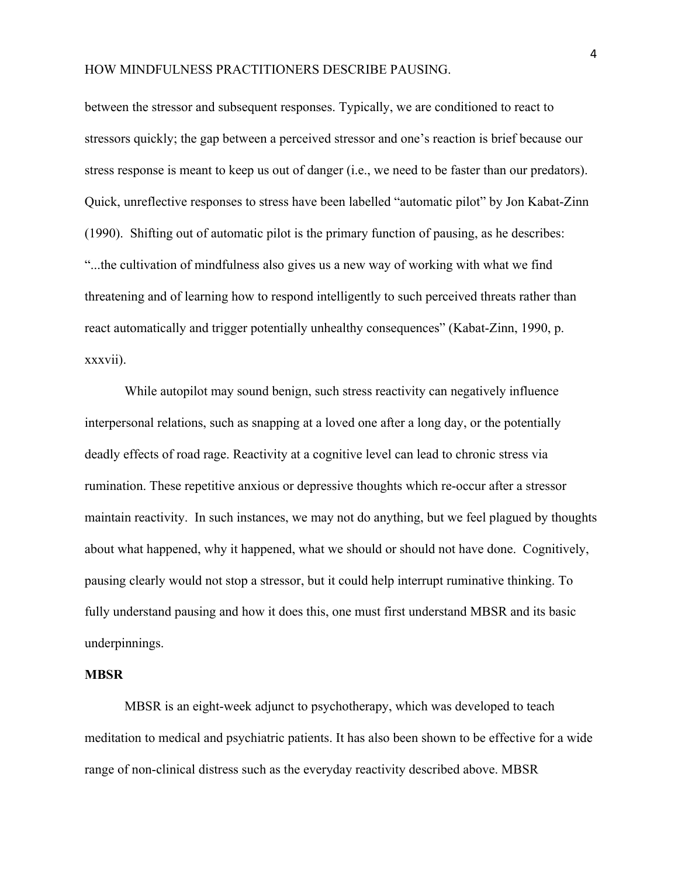between the stressor and subsequent responses. Typically, we are conditioned to react to stressors quickly; the gap between a perceived stressor and one's reaction is brief because our stress response is meant to keep us out of danger (i.e., we need to be faster than our predators). Quick, unreflective responses to stress have been labelled "automatic pilot" by Jon Kabat-Zinn (1990). Shifting out of automatic pilot is the primary function of pausing, as he describes: "...the cultivation of mindfulness also gives us a new way of working with what we find threatening and of learning how to respond intelligently to such perceived threats rather than react automatically and trigger potentially unhealthy consequences" (Kabat-Zinn, 1990, p. xxxvii).

While autopilot may sound benign, such stress reactivity can negatively influence interpersonal relations, such as snapping at a loved one after a long day, or the potentially deadly effects of road rage. Reactivity at a cognitive level can lead to chronic stress via rumination. These repetitive anxious or depressive thoughts which re-occur after a stressor maintain reactivity. In such instances, we may not do anything, but we feel plagued by thoughts about what happened, why it happened, what we should or should not have done. Cognitively, pausing clearly would not stop a stressor, but it could help interrupt ruminative thinking. To fully understand pausing and how it does this, one must first understand MBSR and its basic underpinnings.

## MBSR

MBSR is an eight-week adjunct to psychotherapy, which was developed to teach meditation to medical and psychiatric patients. It has also been shown to be effective for a wide range of non-clinical distress such as the everyday reactivity described above. MBSR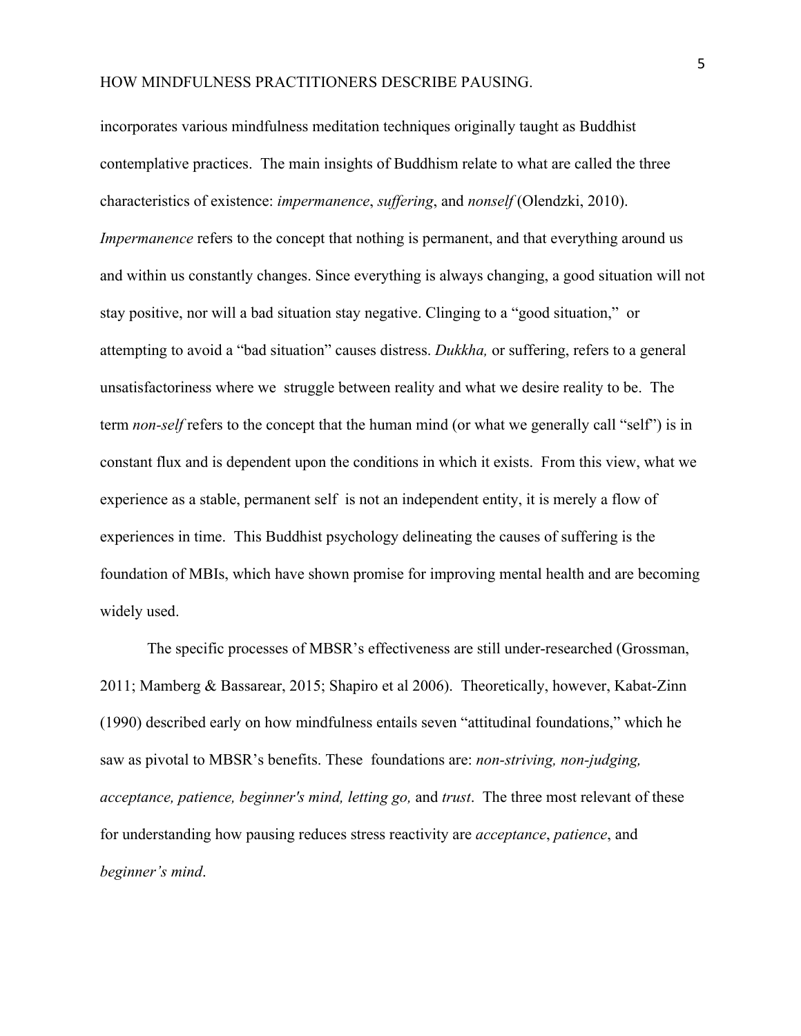incorporates various mindfulness meditation techniques originally taught as Buddhist contemplative practices. The main insights of Buddhism relate to what are called the three characteristics of existence: *impermanence*, *suffering*, and *nonself* (Olendzki, 2010). *Impermanence* refers to the concept that nothing is permanent, and that everything around us and within us constantly changes. Since everything is always changing, a good situation will not stay positive, nor will a bad situation stay negative. Clinging to a "good situation," or attempting to avoid a "bad situation" causes distress. *Dukkha,* or suffering, refers to a general unsatisfactoriness where we struggle between reality and what we desire reality to be. The term *non-self* refers to the concept that the human mind (or what we generally call "self") is in constant flux and is dependent upon the conditions in which it exists. From this view, what we experience as a stable, permanent self is not an independent entity, it is merely a flow of experiences in time. This Buddhist psychology delineating the causes of suffering is the foundation of MBIs, which have shown promise for improving mental health and are becoming widely used.

The specific processes of MBSR's effectiveness are still under-researched (Grossman, 2011; Mamberg & Bassarear, 2015; Shapiro et al 2006). Theoretically, however, Kabat-Zinn (1990) described early on how mindfulness entails seven "attitudinal foundations," which he saw as pivotal to MBSR's benefits. These foundations are: *non-striving, non-judging, acceptance, patience, beginner's mind, letting go,* and *trust*. The three most relevant of these for understanding how pausing reduces stress reactivity are *acceptance*, *patience*, and *beginner's mind*.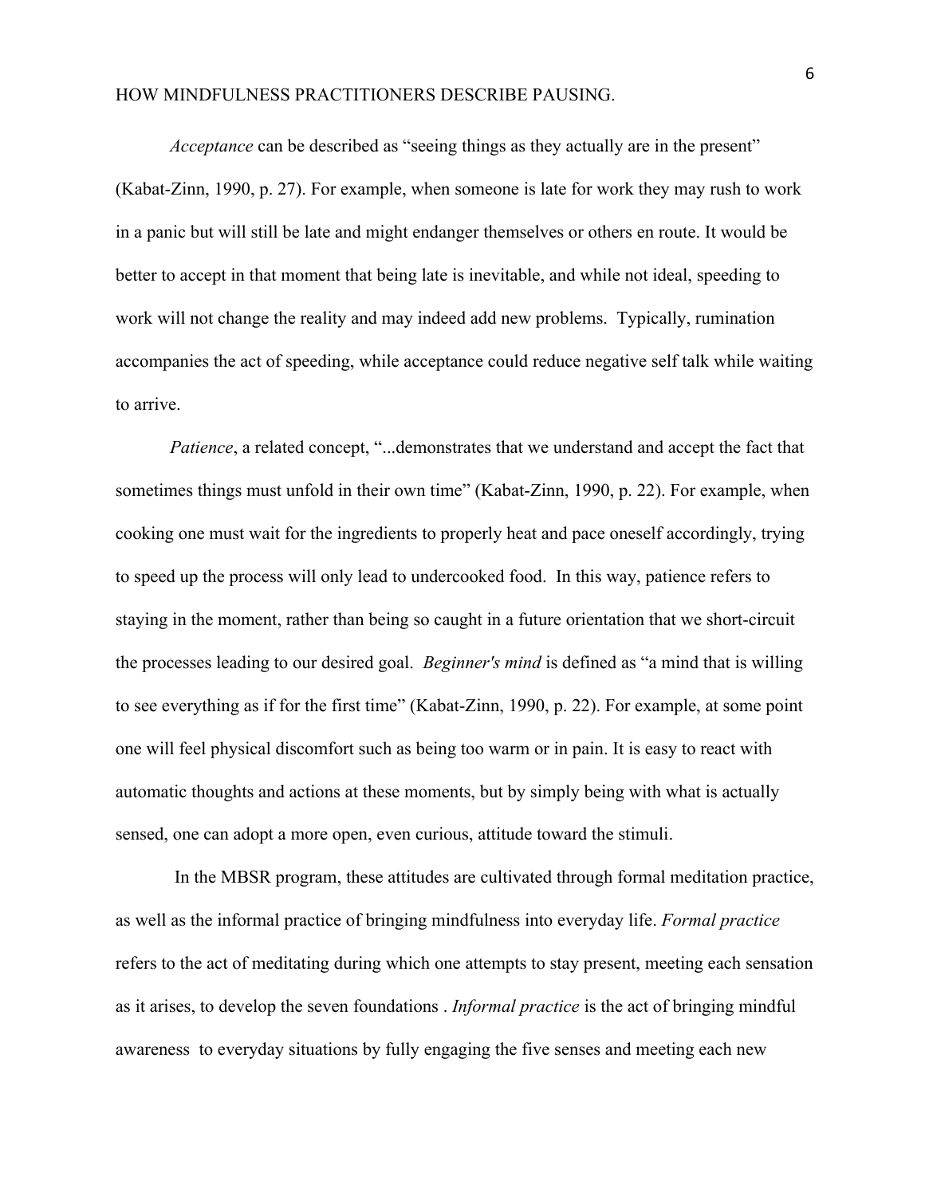*Acceptance* can be described as "seeing things as they actually are in the present" (Kabat-Zinn, 1990, p. 27). For example, when someone is late for work they may rush to work in a panic but will still be late and might endanger themselves or others en route. It would be better to accept in that moment that being late is inevitable, and while not ideal, speeding to work will not change the reality and may indeed add new problems. Typically, rumination accompanies the act of speeding, while acceptance could reduce negative self talk while waiting to arrive.

*Patience*, a related concept, "...demonstrates that we understand and accept the fact that sometimes things must unfold in their own time" (Kabat-Zinn, 1990, p. 22). For example, when cooking one must wait for the ingredients to properly heat and pace oneself accordingly, trying to speed up the process will only lead to undercooked food. In this way, patience refers to staying in the moment, rather than being so caught in a future orientation that we short-circuit the processes leading to our desired goal. *Beginner's mind* is defined as "a mind that is willing to see everything as if for the first time" (Kabat-Zinn, 1990, p. 22). For example, at some point one will feel physical discomfort such as being too warm or in pain. It is easy to react with automatic thoughts and actions at these moments, but by simply being with what is actually sensed, one can adopt a more open, even curious, attitude toward the stimuli.

In the MBSR program, these attitudes are cultivated through formal meditation practice, as well as the informal practice of bringing mindfulness into everyday life. *Formal practice* refers to the act of meditating during which one attempts to stay present, meeting each sensation as it arises, to develop the seven foundations . *Informal practice* is the act of bringing mindful awareness to everyday situations by fully engaging the five senses and meeting each new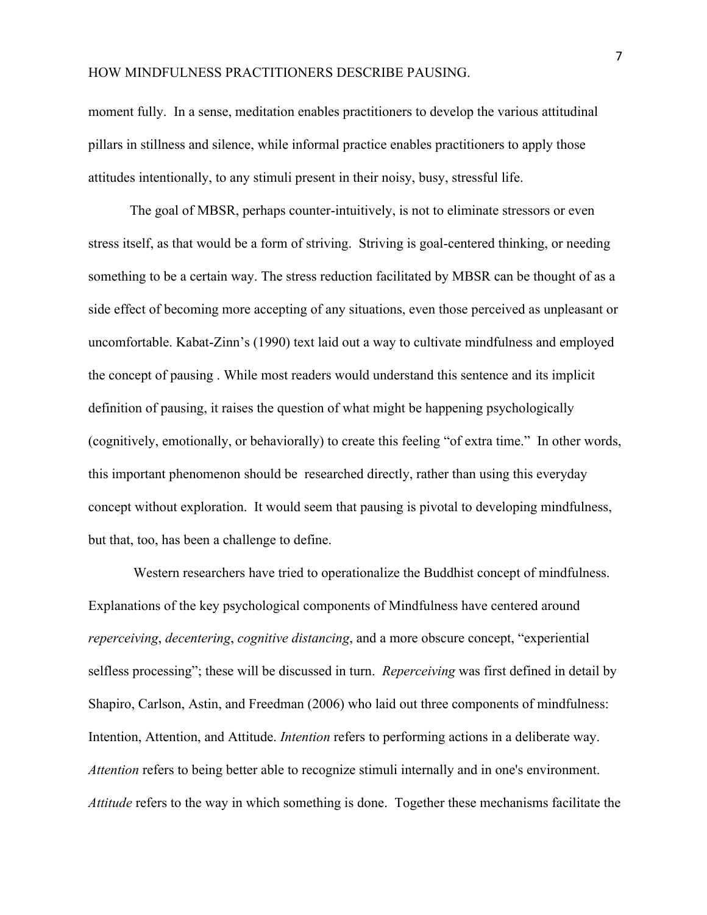moment fully. In a sense, meditation enables practitioners to develop the various attitudinal pillars in stillness and silence, while informal practice enables practitioners to apply those attitudes intentionally, to any stimuli present in their noisy, busy, stressful life.

The goal of MBSR, perhaps counter-intuitively, is not to eliminate stressors or even stress itself, as that would be a form of striving. Striving is goal-centered thinking, or needing something to be a certain way. The stress reduction facilitated by MBSR can be thought of as a side effect of becoming more accepting of any situations, even those perceived as unpleasant or uncomfortable. Kabat-Zinn's (1990) text laid out a way to cultivate mindfulness and employed the concept of pausing . While most readers would understand this sentence and its implicit definition of pausing, it raises the question of what might be happening psychologically (cognitively, emotionally, or behaviorally) to create this feeling "of extra time." In other words, this important phenomenon should be researched directly, rather than using this everyday concept without exploration. It would seem that pausing is pivotal to developing mindfulness, but that, too, has been a challenge to define.

Western researchers have tried to operationalize the Buddhist concept of mindfulness. Explanations of the key psychological components of Mindfulness have centered around *reperceiving*, *decentering*, *cognitive distancing*, and a more obscure concept, "experiential selfless processing"; these will be discussed in turn. *Reperceiving* was first defined in detail by Shapiro, Carlson, Astin, and Freedman (2006) who laid out three components of mindfulness: Intention, Attention, and Attitude. *Intention* refers to performing actions in a deliberate way. *Attention* refers to being better able to recognize stimuli internally and in one's environment. *Attitude* refers to the way in which something is done. Together these mechanisms facilitate the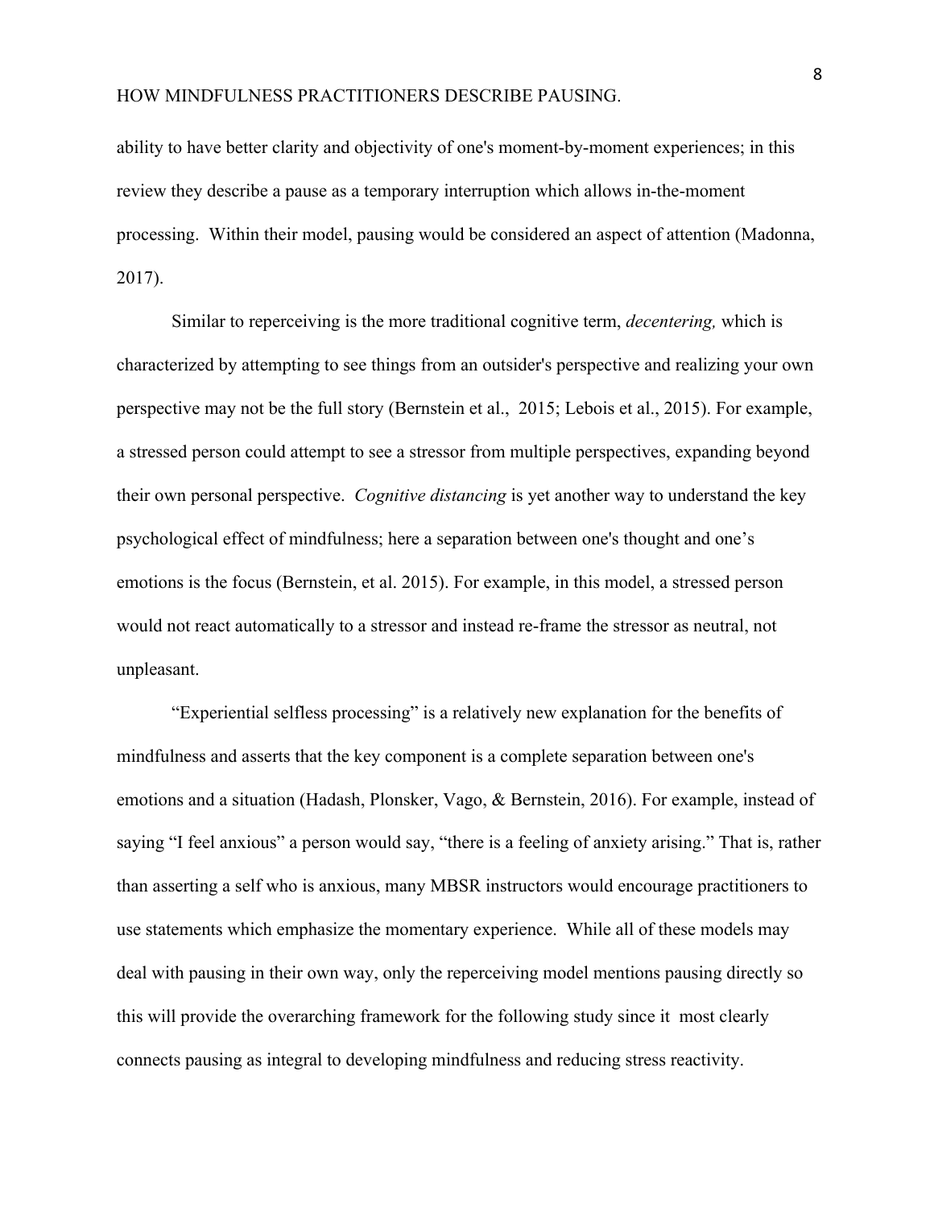ability to have better clarity and objectivity of one's moment-by-moment experiences; in this review they describe a pause as a temporary interruption which allows in-the-moment processing.  Within their model, pausing would be considered an aspect of attention (Madonna, 2017).

Similar to reperceiving is the more traditional cognitive term, *decentering,* which is characterized by attempting to see things from an outsider's perspective and realizing your own perspective may not be the full story (Bernstein et al.,  2015; Lebois et al., 2015). For example, a stressed person could attempt to see a stressor from multiple perspectives, expanding beyond their own personal perspective.  *Cognitive distancing* is yet another way to understand the key psychological effect of mindfulness; here a separation between one's thought and one's emotions is the focus (Bernstein, et al. 2015). For example, in this model, a stressed person would not react automatically to a stressor and instead re-frame the stressor as neutral, not unpleasant.

"Experiential selfless processing" is a relatively new explanation for the benefits of mindfulness and asserts that the key component is a complete separation between one's emotions and a situation (Hadash, Plonsker, Vago, & Bernstein, 2016). For example, instead of saying "I feel anxious" a person would say, "there is a feeling of anxiety arising." That is, rather than asserting a self who is anxious, many MBSR instructors would encourage practitioners to use statements which emphasize the momentary experience.  While all of these models may deal with pausing in their own way, only the reperceiving model mentions pausing directly so this will provide the overarching framework for the following study since it  most clearly connects pausing as integral to developing mindfulness and reducing stress reactivity.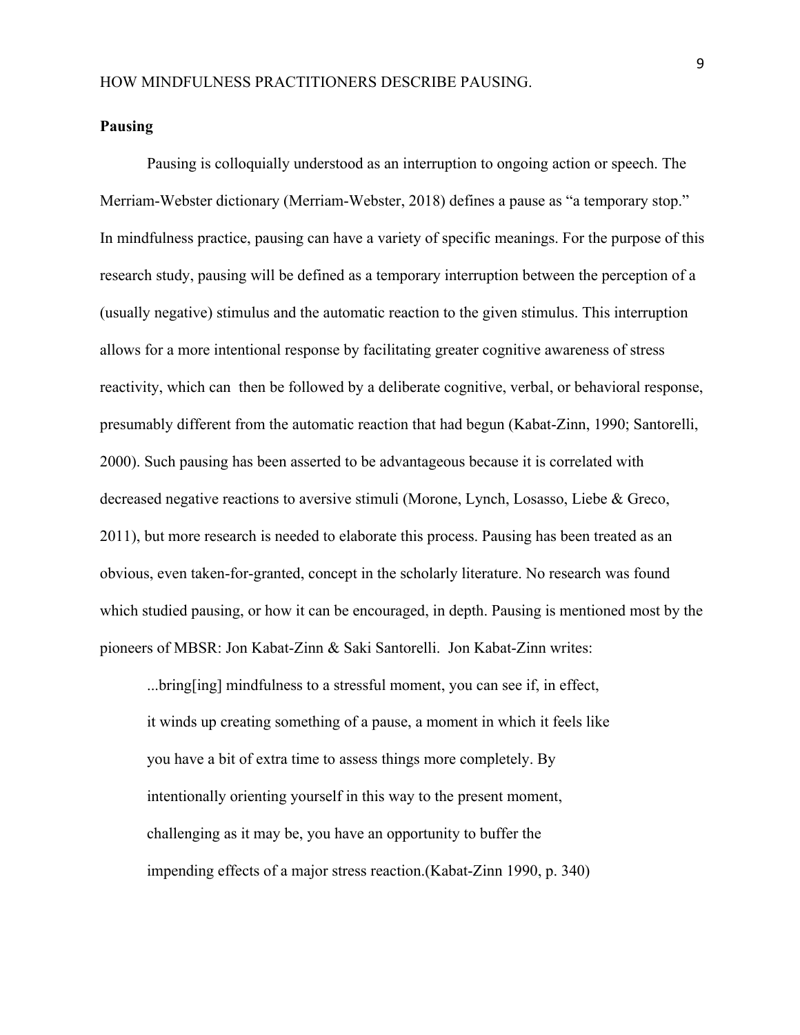**Pausing**

Pausing is colloquially understood as an interruption to ongoing action or speech. The Merriam-Webster dictionary (Merriam-Webster, 2018) defines a pause as "a temporary stop." In mindfulness practice, pausing can have a variety of specific meanings. For the purpose of this research study, pausing will be defined as a temporary interruption between the perception of a (usually negative) stimulus and the automatic reaction to the given stimulus. This interruption allows for a more intentional response by facilitating greater cognitive awareness of stress reactivity, which can then be followed by a deliberate cognitive, verbal, or behavioral response, presumably different from the automatic reaction that had begun (Kabat-Zinn, 1990; Santorelli, 2000). Such pausing has been asserted to be advantageous because it is correlated with decreased negative reactions to aversive stimuli (Morone, Lynch, Losasso, Liebe & Greco, 2011), but more research is needed to elaborate this process. Pausing has been treated as an obvious, even taken-for-granted, concept in the scholarly literature. No research was found which studied pausing, or how it can be encouraged, in depth. Pausing is mentioned most by the pioneers of MBSR: Jon Kabat-Zinn & Saki Santorelli. Jon Kabat-Zinn writes:

> ...bring[ing] mindfulness to a stressful moment, you can see if, in effect, it winds up creating something of a pause, a moment in which it feels like you have a bit of extra time to assess things more completely. By intentionally orienting yourself in this way to the present moment, challenging as it may be, you have an opportunity to buffer the impending effects of a major stress reaction.(Kabat-Zinn 1990, p. 340)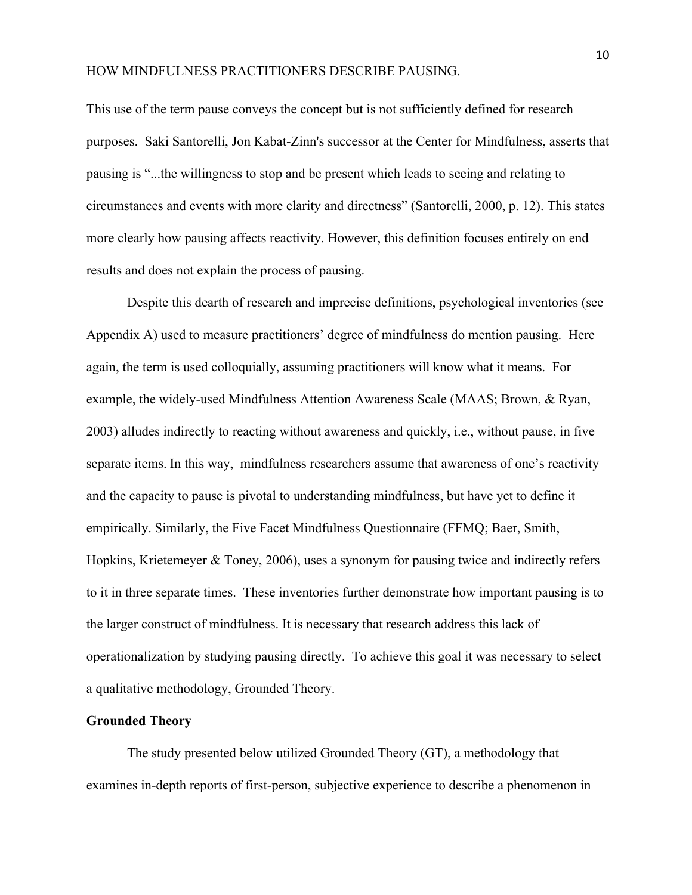This use of the term pause conveys the concept but is not sufficiently defined for research purposes. Saki Santorelli, Jon Kabat-Zinn's successor at the Center for Mindfulness, asserts that pausing is "...the willingness to stop and be present which leads to seeing and relating to circumstances and events with more clarity and directness" (Santorelli, 2000, p. 12). This states more clearly how pausing affects reactivity. However, this definition focuses entirely on end results and does not explain the process of pausing.

Despite this dearth of research and imprecise definitions, psychological inventories (see Appendix A) used to measure practitioners' degree of mindfulness do mention pausing. Here again, the term is used colloquially, assuming practitioners will know what it means. For example, the widely-used Mindfulness Attention Awareness Scale (MAAS; Brown, & Ryan, 2003) alludes indirectly to reacting without awareness and quickly, i.e., without pause, in five separate items. In this way, mindfulness researchers assume that awareness of one's reactivity and the capacity to pause is pivotal to understanding mindfulness, but have yet to define it empirically. Similarly, the Five Facet Mindfulness Questionnaire (FFMQ; Baer, Smith, Hopkins, Krietemeyer & Toney, 2006), uses a synonym for pausing twice and indirectly refers to it in three separate times. These inventories further demonstrate how important pausing is to the larger construct of mindfulness. It is necessary that research address this lack of operationalization by studying pausing directly. To achieve this goal it was necessary to select a qualitative methodology, Grounded Theory.

**Grounded Theory**

The study presented below utilized Grounded Theory (GT), a methodology that examines in-depth reports of first-person, subjective experience to describe a phenomenon in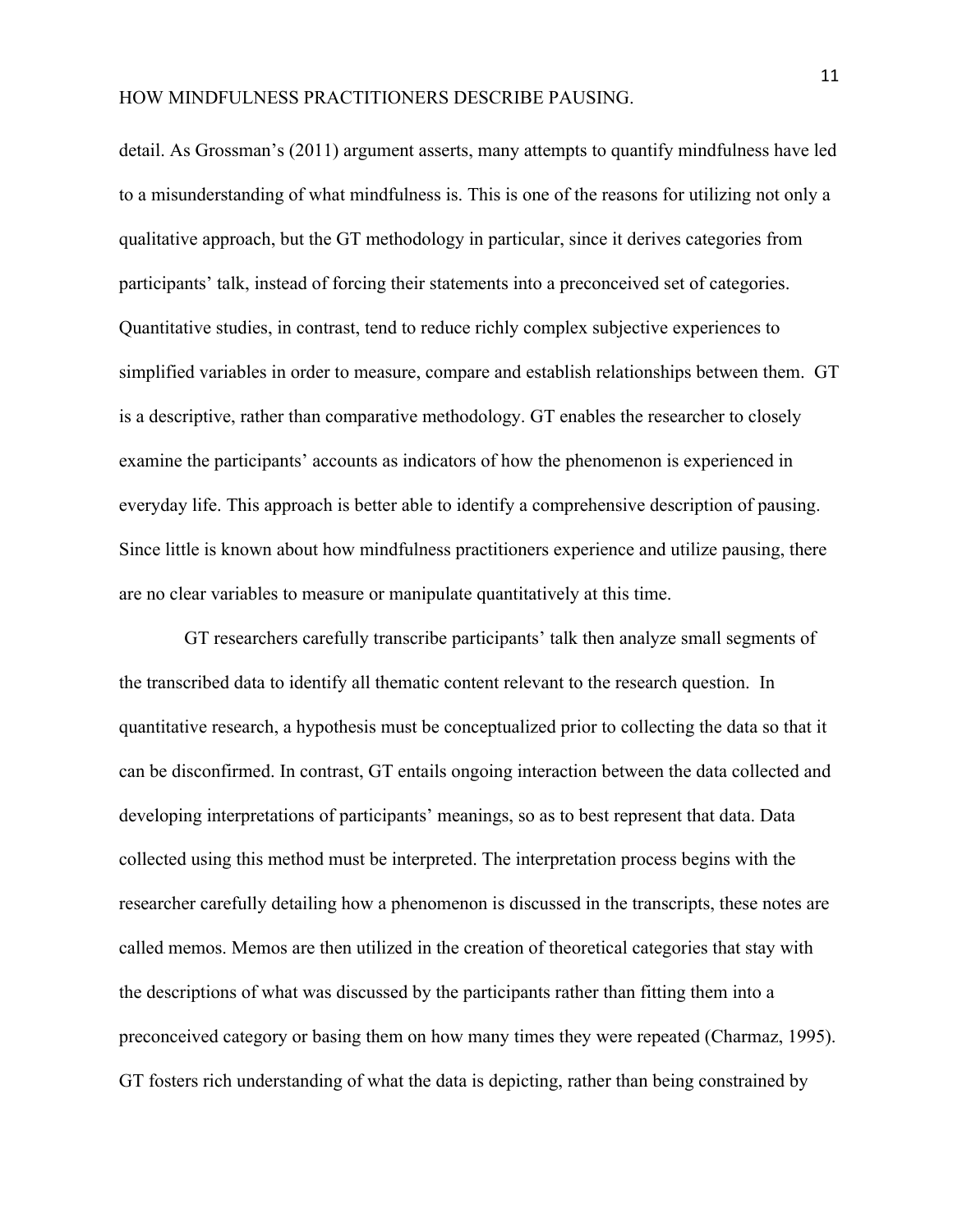detail. As Grossman's (2011) argument asserts, many attempts to quantify mindfulness have led to a misunderstanding of what mindfulness is. This is one of the reasons for utilizing not only a qualitative approach, but the GT methodology in particular, since it derives categories from participants' talk, instead of forcing their statements into a preconceived set of categories. Quantitative studies, in contrast, tend to reduce richly complex subjective experiences to simplified variables in order to measure, compare and establish relationships between them. GT is a descriptive, rather than comparative methodology. GT enables the researcher to closely examine the participants' accounts as indicators of how the phenomenon is experienced in everyday life. This approach is better able to identify a comprehensive description of pausing. Since little is known about how mindfulness practitioners experience and utilize pausing, there are no clear variables to measure or manipulate quantitatively at this time.

GT researchers carefully transcribe participants' talk then analyze small segments of the transcribed data to identify all thematic content relevant to the research question. In quantitative research, a hypothesis must be conceptualized prior to collecting the data so that it can be disconfirmed. In contrast, GT entails ongoing interaction between the data collected and developing interpretations of participants' meanings, so as to best represent that data. Data collected using this method must be interpreted. The interpretation process begins with the researcher carefully detailing how a phenomenon is discussed in the transcripts, these notes are called memos. Memos are then utilized in the creation of theoretical categories that stay with the descriptions of what was discussed by the participants rather than fitting them into a preconceived category or basing them on how many times they were repeated (Charmaz, 1995). GT fosters rich understanding of what the data is depicting, rather than being constrained by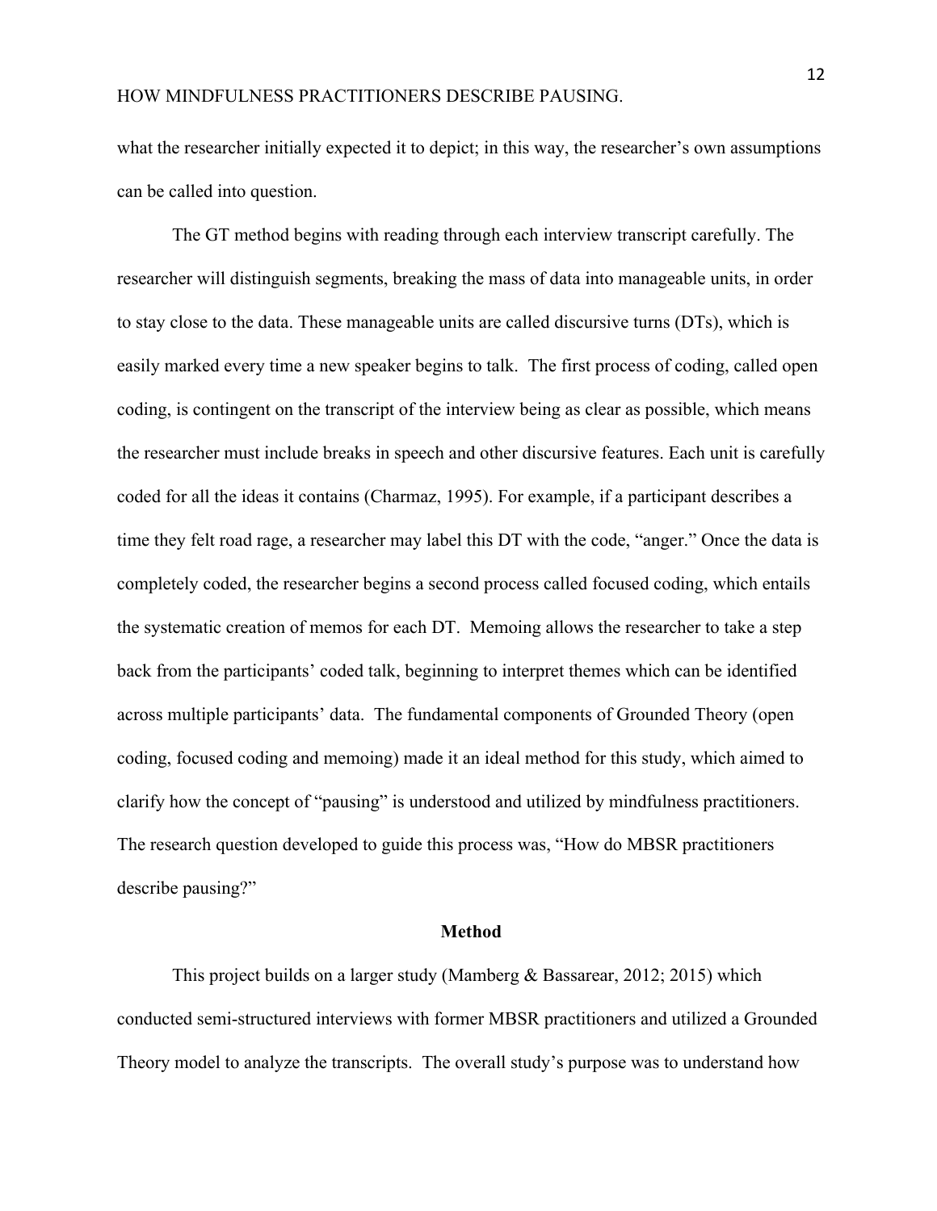what the researcher initially expected it to depict; in this way, the researcher's own assumptions can be called into question.

The GT method begins with reading through each interview transcript carefully. The researcher will distinguish segments, breaking the mass of data into manageable units, in order to stay close to the data. These manageable units are called discursive turns (DTs), which is easily marked every time a new speaker begins to talk. The first process of coding, called open coding, is contingent on the transcript of the interview being as clear as possible, which means the researcher must include breaks in speech and other discursive features. Each unit is carefully coded for all the ideas it contains (Charmaz, 1995). For example, if a participant describes a time they felt road rage, a researcher may label this DT with the code, "anger." Once the data is completely coded, the researcher begins a second process called focused coding, which entails the systematic creation of memos for each DT. Memoing allows the researcher to take a step back from the participants' coded talk, beginning to interpret themes which can be identified across multiple participants' data. The fundamental components of Grounded Theory (open coding, focused coding and memoing) made it an ideal method for this study, which aimed to clarify how the concept of "pausing" is understood and utilized by mindfulness practitioners. The research question developed to guide this process was, "How do MBSR practitioners describe pausing?"

## Method

This project builds on a larger study (Mamberg & Bassarear, 2012; 2015) which conducted semi-structured interviews with former MBSR practitioners and utilized a Grounded Theory model to analyze the transcripts. The overall study's purpose was to understand how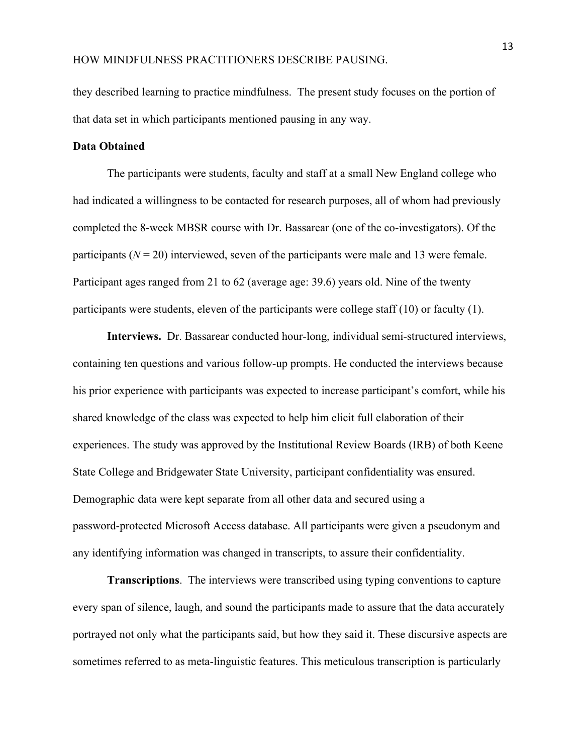they described learning to practice mindfulness. The present study focuses on the portion of that data set in which participants mentioned pausing in any way.

**Data Obtained**

The participants were students, faculty and staff at a small New England college who had indicated a willingness to be contacted for research purposes, all of whom had previously completed the 8-week MBSR course with Dr. Bassarear (one of the co-investigators). Of the participants ($N = 20$) interviewed, seven of the participants were male and 13 were female. Participant ages ranged from 21 to 62 (average age: 39.6) years old. Nine of the twenty participants were students, eleven of the participants were college staff (10) or faculty (1).

**Interviews.** Dr. Bassarear conducted hour-long, individual semi-structured interviews, containing ten questions and various follow-up prompts. He conducted the interviews because his prior experience with participants was expected to increase participant's comfort, while his shared knowledge of the class was expected to help him elicit full elaboration of their experiences. The study was approved by the Institutional Review Boards (IRB) of both Keene State College and Bridgewater State University, participant confidentiality was ensured. Demographic data were kept separate from all other data and secured using a password-protected Microsoft Access database. All participants were given a pseudonym and any identifying information was changed in transcripts, to assure their confidentiality.

**Transcriptions**. The interviews were transcribed using typing conventions to capture every span of silence, laugh, and sound the participants made to assure that the data accurately portrayed not only what the participants said, but how they said it. These discursive aspects are sometimes referred to as meta-linguistic features. This meticulous transcription is particularly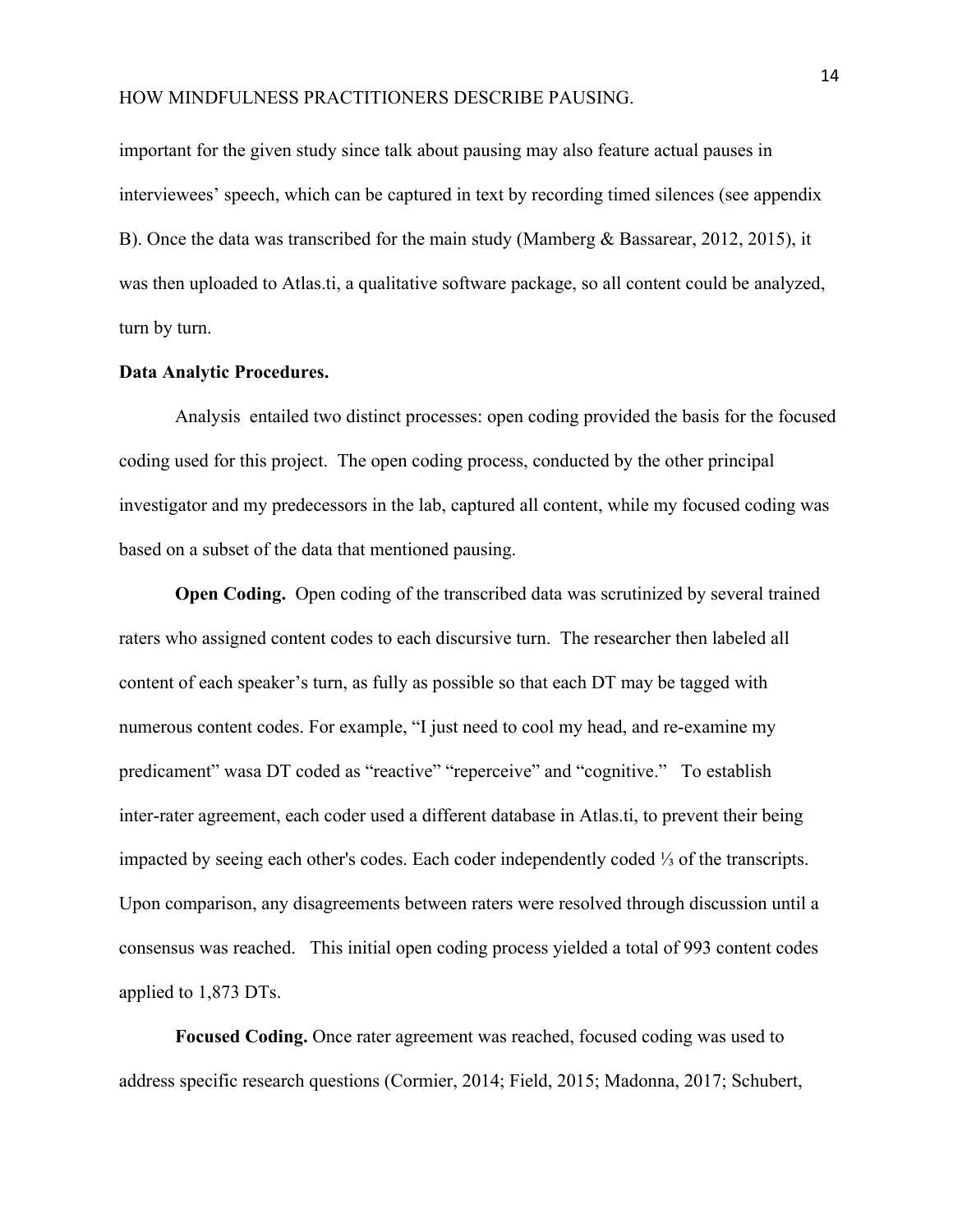important for the given study since talk about pausing may also feature actual pauses in interviewees' speech, which can be captured in text by recording timed silences (see appendix B). Once the data was transcribed for the main study (Mamberg & Bassarear, 2012, 2015), it was then uploaded to Atlas.ti, a qualitative software package, so all content could be analyzed, turn by turn.

**Data Analytic Procedures.**

Analysis entailed two distinct processes: open coding provided the basis for the focused coding used for this project. The open coding process, conducted by the other principal investigator and my predecessors in the lab, captured all content, while my focused coding was based on a subset of the data that mentioned pausing.

**Open Coding.** Open coding of the transcribed data was scrutinized by several trained raters who assigned content codes to each discursive turn. The researcher then labeled all content of each speaker's turn, as fully as possible so that each DT may be tagged with numerous content codes. For example, "I just need to cool my head, and re-examine my predicament" wasa DT coded as "reactive" "reperceive" and "cognitive." To establish inter-rater agreement, each coder used a different database in Atlas.ti, to prevent their being impacted by seeing each other's codes. Each coder independently coded ⅓ of the transcripts. Upon comparison, any disagreements between raters were resolved through discussion until a consensus was reached. This initial open coding process yielded a total of 993 content codes applied to 1,873 DTs.

**Focused Coding.** Once rater agreement was reached, focused coding was used to address specific research questions (Cormier, 2014; Field, 2015; Madonna, 2017; Schubert,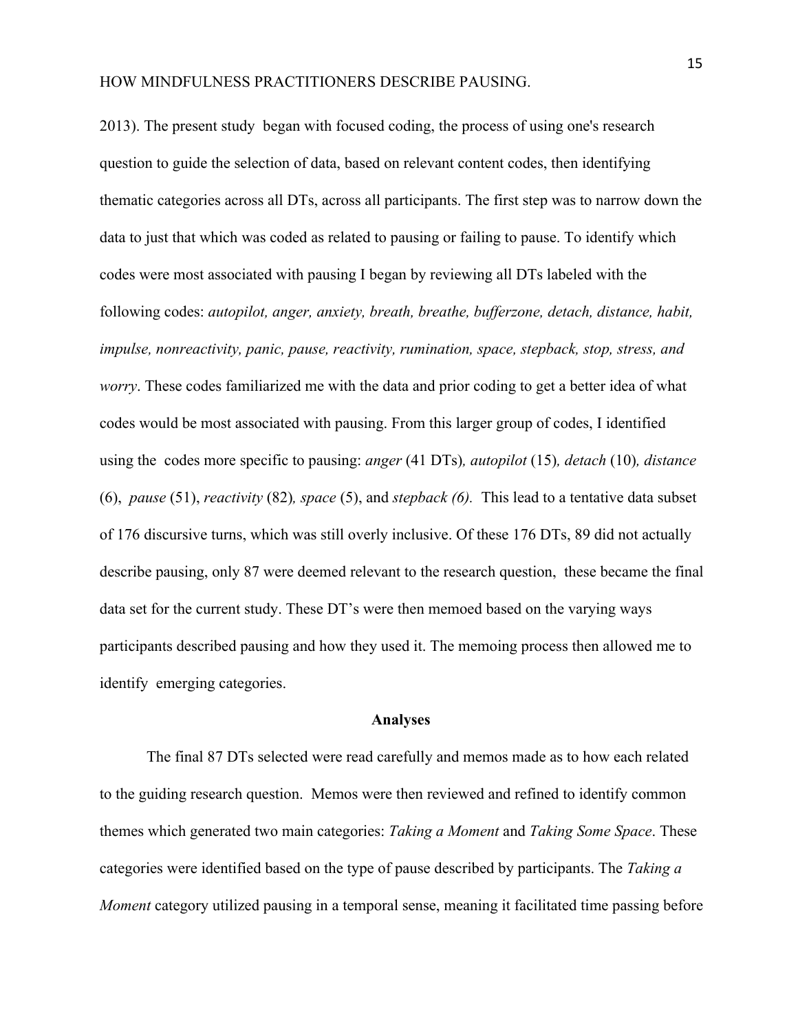2013). The present study began with focused coding, the process of using one's research question to guide the selection of data, based on relevant content codes, then identifying thematic categories across all DTs, across all participants. The first step was to narrow down the data to just that which was coded as related to pausing or failing to pause. To identify which codes were most associated with pausing I began by reviewing all DTs labeled with the following codes: *autopilot, anger, anxiety, breath, breathe, bufferzone, detach, distance, habit, impulse, nonreactivity, panic, pause, reactivity, rumination, space, stepback, stop, stress, and worry*. These codes familiarized me with the data and prior coding to get a better idea of what codes would be most associated with pausing. From this larger group of codes, I identified using the codes more specific to pausing: *anger* (41 DTs)*, autopilot* (15)*, detach* (10)*, distance* (6), *pause* (51), *reactivity* (82)*, space* (5), and *stepback (6).* This lead to a tentative data subset of 176 discursive turns, which was still overly inclusive. Of these 176 DTs, 89 did not actually describe pausing, only 87 were deemed relevant to the research question, these became the final data set for the current study. These DT's were then memoed based on the varying ways participants described pausing and how they used it. The memoing process then allowed me to identify emerging categories.

## Analyses

The final 87 DTs selected were read carefully and memos made as to how each related to the guiding research question. Memos were then reviewed and refined to identify common themes which generated two main categories: *Taking a Moment* and *Taking Some Space*. These categories were identified based on the type of pause described by participants. The *Taking a Moment* category utilized pausing in a temporal sense, meaning it facilitated time passing before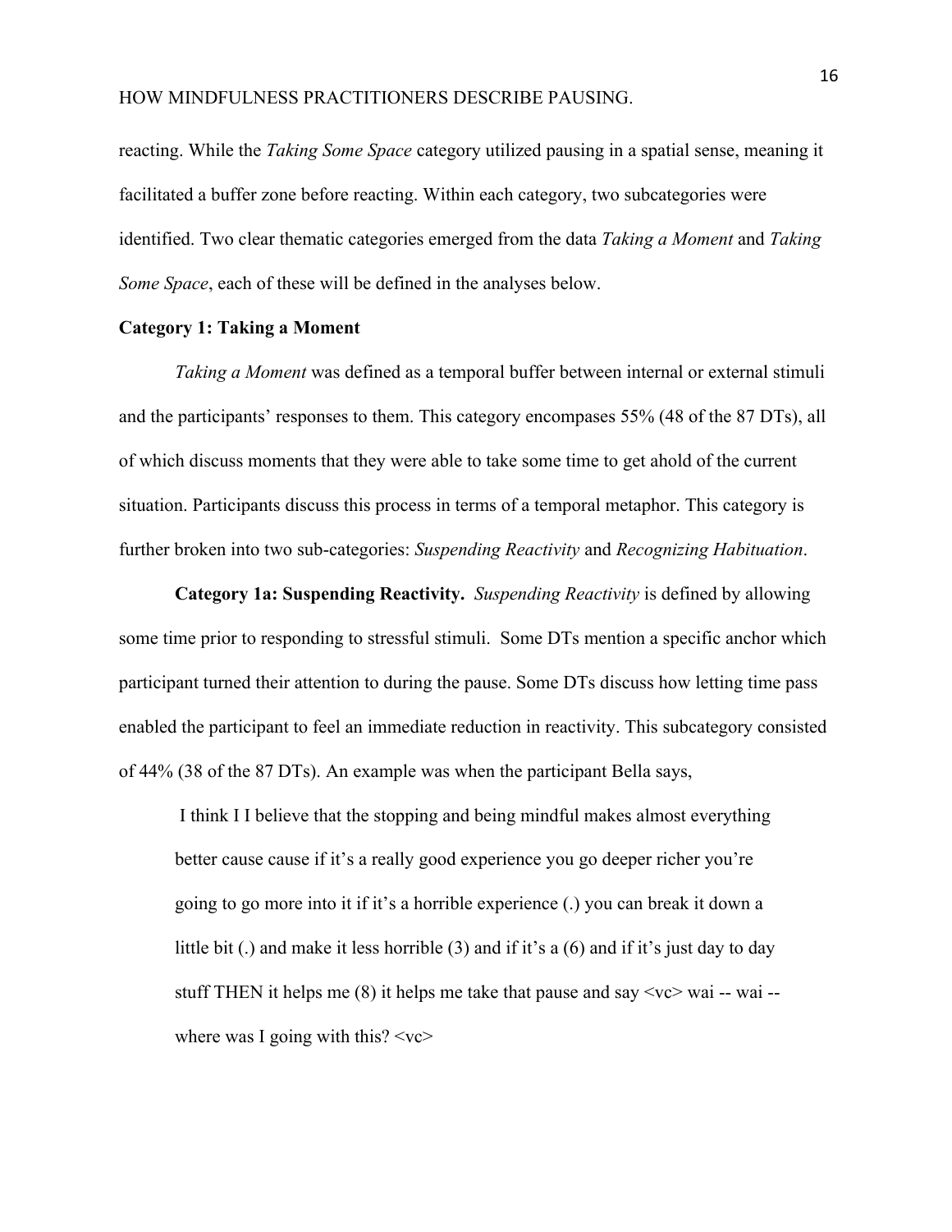reacting. While the *Taking Some Space* category utilized pausing in a spatial sense, meaning it facilitated a buffer zone before reacting. Within each category, two subcategories were identified. Two clear thematic categories emerged from the data *Taking a Moment* and *Taking Some Space*, each of these will be defined in the analyses below.

**Category 1: Taking a Moment**

*Taking a Moment* was defined as a temporal buffer between internal or external stimuli and the participants' responses to them. This category encompases 55% (48 of the 87 DTs), all of which discuss moments that they were able to take some time to get ahold of the current situation. Participants discuss this process in terms of a temporal metaphor. This category is further broken into two sub-categories: *Suspending Reactivity* and *Recognizing Habituation*.

**Category 1a: Suspending Reactivity.** *Suspending Reactivity* is defined by allowing some time prior to responding to stressful stimuli. Some DTs mention a specific anchor which participant turned their attention to during the pause. Some DTs discuss how letting time pass enabled the participant to feel an immediate reduction in reactivity. This subcategory consisted of 44% (38 of the 87 DTs). An example was when the participant Bella says,

> I think I I believe that the stopping and being mindful makes almost everything better cause cause if it's a really good experience you go deeper richer you're going to go more into it if it's a horrible experience (.) you can break it down a little bit (.) and make it less horrible (3) and if it's a (6) and if it's just day to day stuff THEN it helps me (8) it helps me take that pause and say <vc> wai -- wai -- where was I going with this? <vc>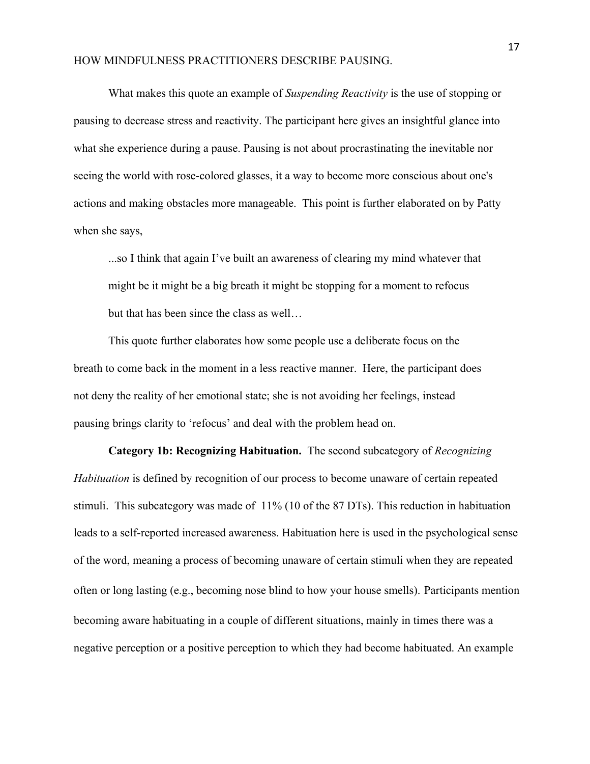What makes this quote an example of *Suspending Reactivity* is the use of stopping or pausing to decrease stress and reactivity. The participant here gives an insightful glance into what she experience during a pause. Pausing is not about procrastinating the inevitable nor seeing the world with rose-colored glasses, it a way to become more conscious about one's actions and making obstacles more manageable. This point is further elaborated on by Patty when she says,

> ...so I think that again I've built an awareness of clearing my mind whatever that might be it might be a big breath it might be stopping for a moment to refocus but that has been since the class as well…

This quote further elaborates how some people use a deliberate focus on the breath to come back in the moment in a less reactive manner. Here, the participant does not deny the reality of her emotional state; she is not avoiding her feelings, instead pausing brings clarity to 'refocus' and deal with the problem head on.

**Category 1b: Recognizing Habituation.** The second subcategory of *Recognizing Habituation* is defined by recognition of our process to become unaware of certain repeated stimuli. This subcategory was made of 11% (10 of the 87 DTs). This reduction in habituation leads to a self-reported increased awareness. Habituation here is used in the psychological sense of the word, meaning a process of becoming unaware of certain stimuli when they are repeated often or long lasting (e.g., becoming nose blind to how your house smells). Participants mention becoming aware habituating in a couple of different situations, mainly in times there was a negative perception or a positive perception to which they had become habituated. An example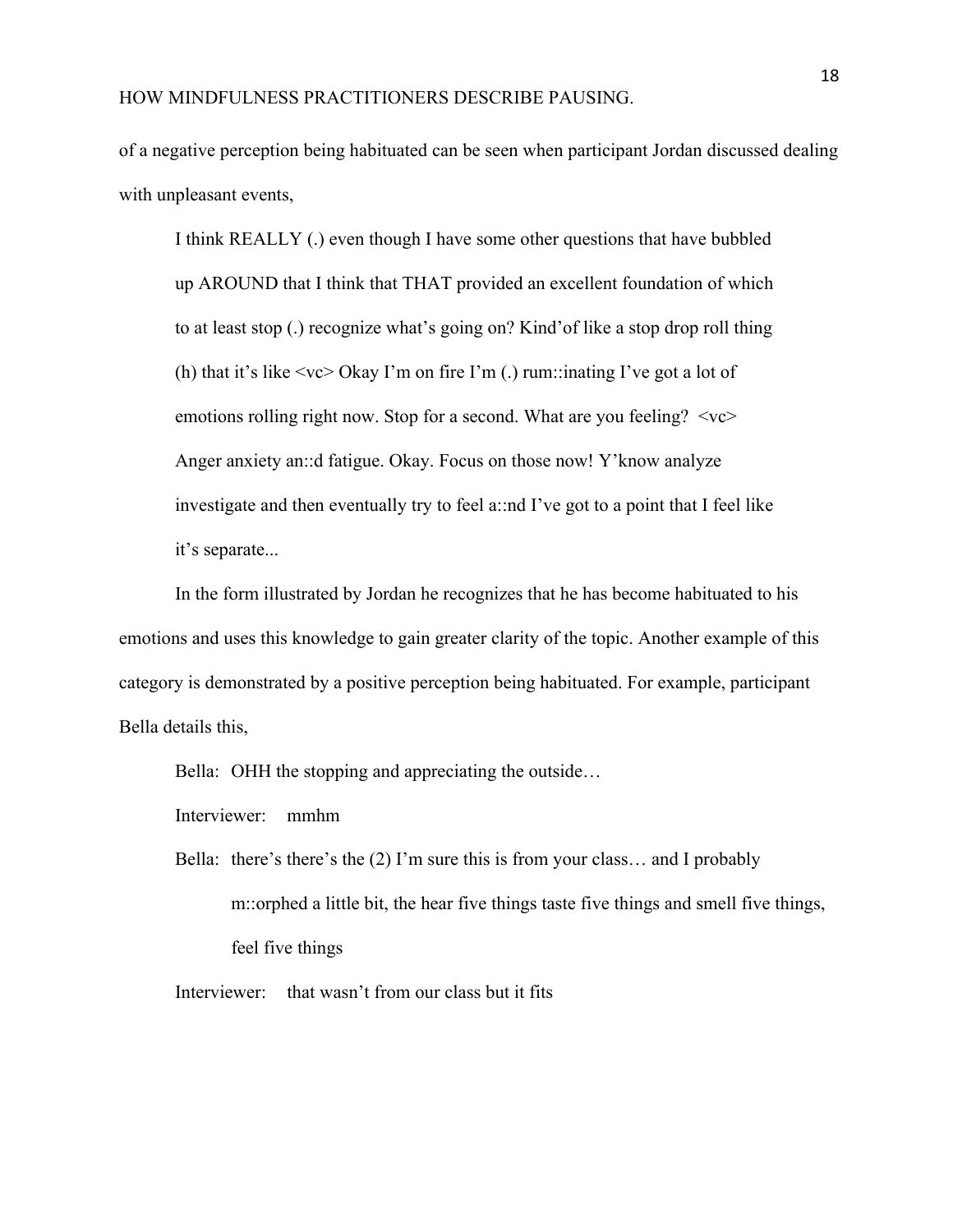of a negative perception being habituated can be seen when participant Jordan discussed dealing with unpleasant events,

> I think REALLY (.) even though I have some other questions that have bubbled up AROUND that I think that THAT provided an excellent foundation of which to at least stop (.) recognize what's going on? Kind'of like a stop drop roll thing (h) that it's like <vc> Okay I'm on fire I'm (.) rum::inating I've got a lot of emotions rolling right now. Stop for a second. What are you feeling? <vc> Anger anxiety an::d fatigue. Okay. Focus on those now! Y'know analyze investigate and then eventually try to feel a::nd I've got to a point that I feel like it's separate...

In the form illustrated by Jordan he recognizes that he has become habituated to his emotions and uses this knowledge to gain greater clarity of the topic. Another example of this category is demonstrated by a positive perception being habituated. For example, participant Bella details this,

> Bella: OHH the stopping and appreciating the outside…
>
> Interviewer: mmhm
>
> Bella: there's there's the (2) I'm sure this is from your class… and I probably m::orphed a little bit, the hear five things taste five things and smell five things, feel five things
>
> Interviewer: that wasn't from our class but it fits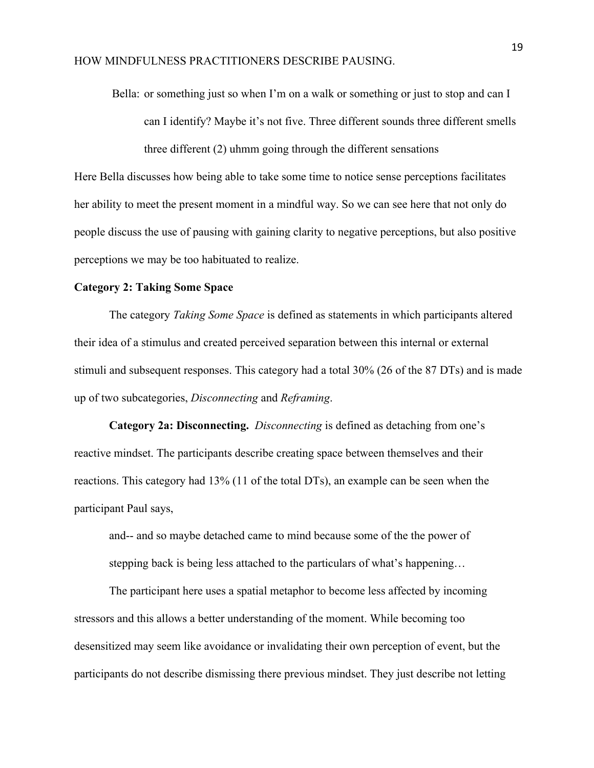> Bella: or something just so when I'm on a walk or something or just to stop and can I can I identify? Maybe it's not five. Three different sounds three different smells three different (2) uhmm going through the different sensations

Here Bella discusses how being able to take some time to notice sense perceptions facilitates her ability to meet the present moment in a mindful way. So we can see here that not only do people discuss the use of pausing with gaining clarity to negative perceptions, but also positive perceptions we may be too habituated to realize.

**Category 2: Taking Some Space**

The category *Taking Some Space* is defined as statements in which participants altered their idea of a stimulus and created perceived separation between this internal or external stimuli and subsequent responses. This category had a total 30% (26 of the 87 DTs) and is made up of two subcategories, *Disconnecting* and *Reframing*.

**Category 2a: Disconnecting.** *Disconnecting* is defined as detaching from one's reactive mindset. The participants describe creating space between themselves and their reactions. This category had 13% (11 of the total DTs), an example can be seen when the participant Paul says,

> and-- and so maybe detached came to mind because some of the the power of stepping back is being less attached to the particulars of what's happening…

The participant here uses a spatial metaphor to become less affected by incoming stressors and this allows a better understanding of the moment. While becoming too desensitized may seem like avoidance or invalidating their own perception of event, but the participants do not describe dismissing there previous mindset. They just describe not letting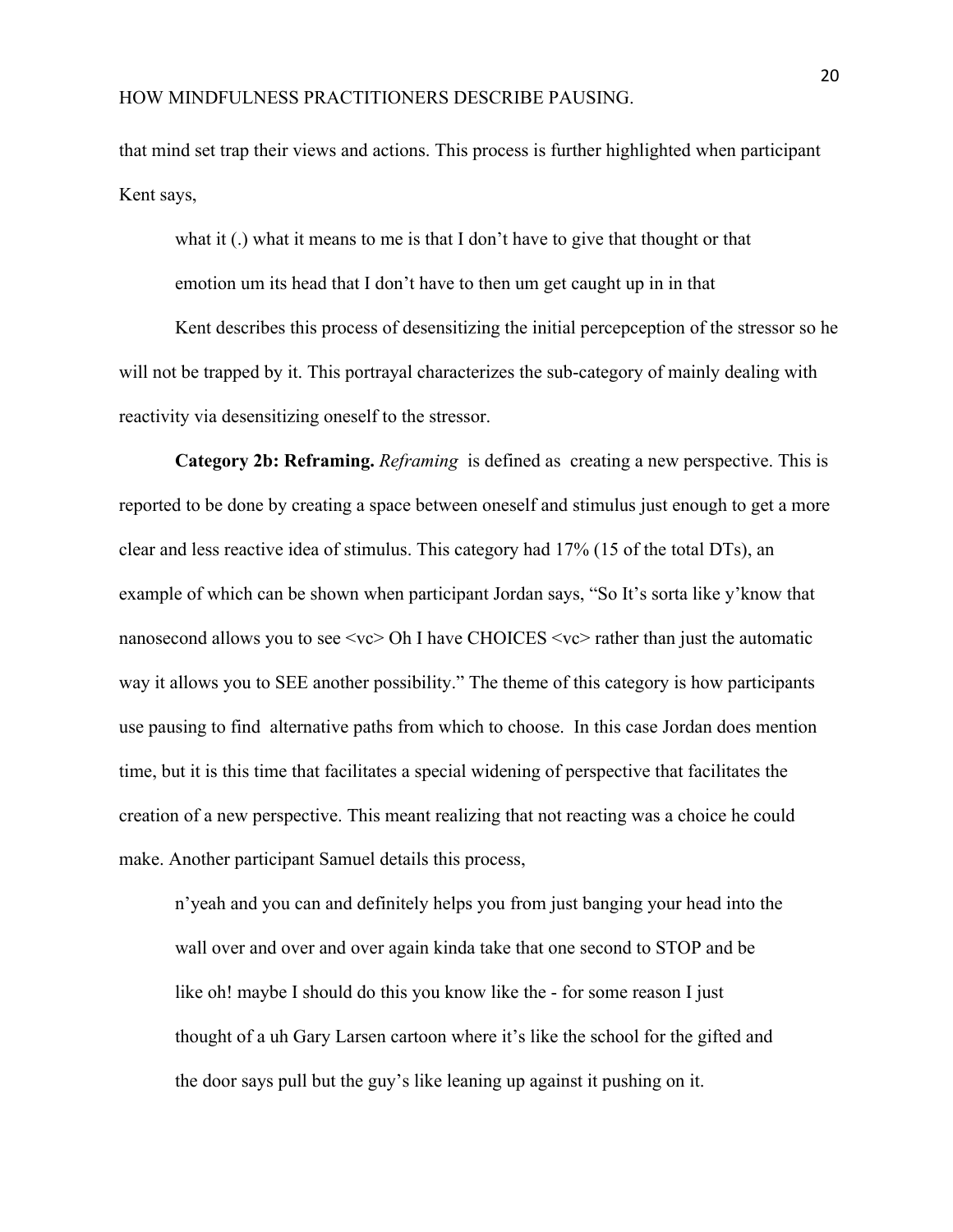that mind set trap their views and actions. This process is further highlighted when participant Kent says,

> what it (.) what it means to me is that I don't have to give that thought or that emotion um its head that I don't have to then um get caught up in in that

Kent describes this process of desensitizing the initial percepception of the stressor so he will not be trapped by it. This portrayal characterizes the sub-category of mainly dealing with reactivity via desensitizing oneself to the stressor.

**Category 2b: Reframing.** *Reframing* is defined as creating a new perspective. This is reported to be done by creating a space between oneself and stimulus just enough to get a more clear and less reactive idea of stimulus. This category had 17% (15 of the total DTs), an example of which can be shown when participant Jordan says, "So It's sorta like y'know that nanosecond allows you to see <vc> Oh I have CHOICES <vc> rather than just the automatic way it allows you to SEE another possibility." The theme of this category is how participants use pausing to find alternative paths from which to choose. In this case Jordan does mention time, but it is this time that facilitates a special widening of perspective that facilitates the creation of a new perspective. This meant realizing that not reacting was a choice he could make. Another participant Samuel details this process,

> n'yeah and you can and definitely helps you from just banging your head into the wall over and over and over again kinda take that one second to STOP and be like oh! maybe I should do this you know like the - for some reason I just thought of a uh Gary Larsen cartoon where it's like the school for the gifted and the door says pull but the guy's like leaning up against it pushing on it.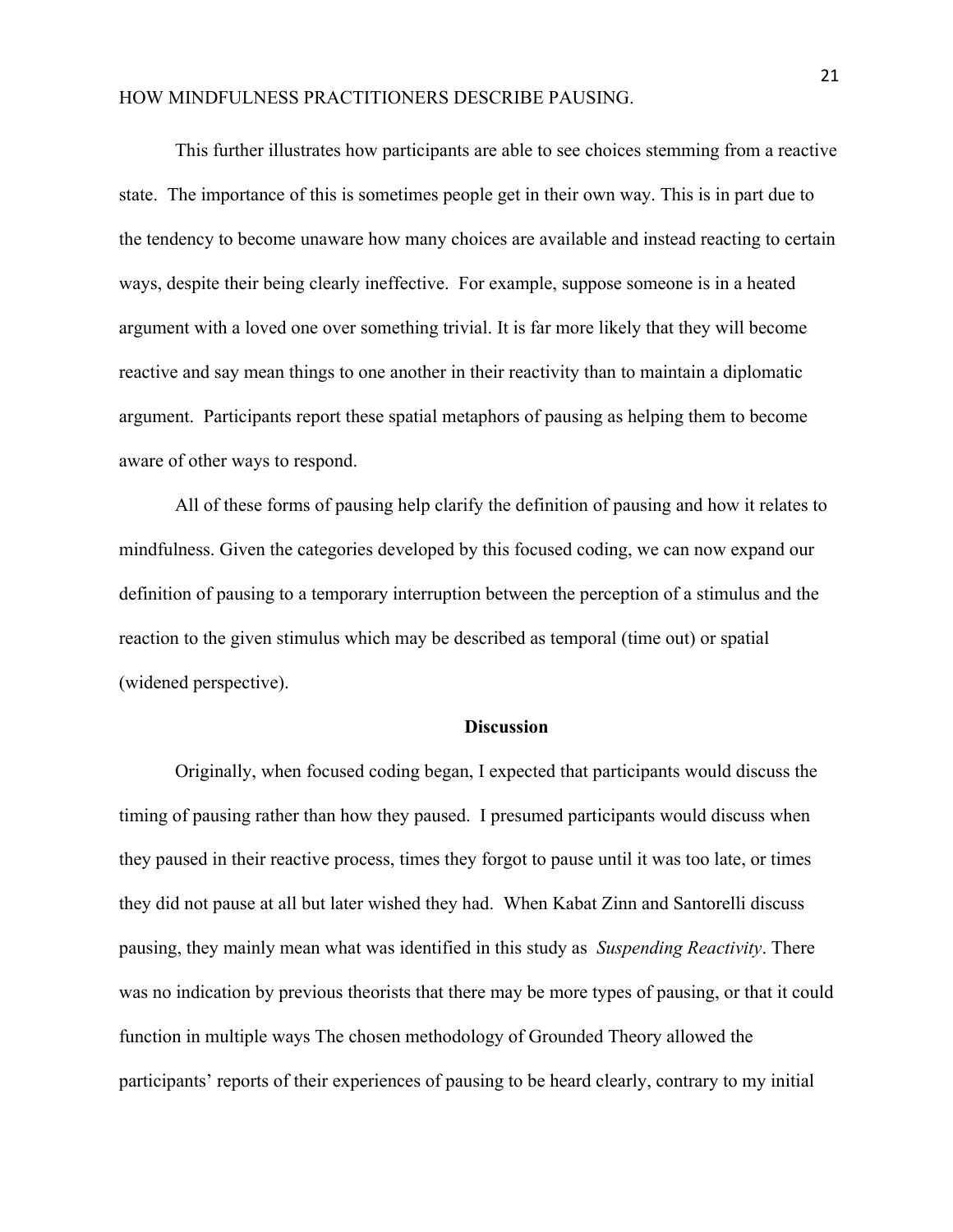This further illustrates how participants are able to see choices stemming from a reactive state. The importance of this is sometimes people get in their own way. This is in part due to the tendency to become unaware how many choices are available and instead reacting to certain ways, despite their being clearly ineffective. For example, suppose someone is in a heated argument with a loved one over something trivial. It is far more likely that they will become reactive and say mean things to one another in their reactivity than to maintain a diplomatic argument. Participants report these spatial metaphors of pausing as helping them to become aware of other ways to respond.

All of these forms of pausing help clarify the definition of pausing and how it relates to mindfulness. Given the categories developed by this focused coding, we can now expand our definition of pausing to a temporary interruption between the perception of a stimulus and the reaction to the given stimulus which may be described as temporal (time out) or spatial (widened perspective).

## Discussion

Originally, when focused coding began, I expected that participants would discuss the timing of pausing rather than how they paused. I presumed participants would discuss when they paused in their reactive process, times they forgot to pause until it was too late, or times they did not pause at all but later wished they had. When Kabat Zinn and Santorelli discuss pausing, they mainly mean what was identified in this study as *Suspending Reactivity*. There was no indication by previous theorists that there may be more types of pausing, or that it could function in multiple ways The chosen methodology of Grounded Theory allowed the participants' reports of their experiences of pausing to be heard clearly, contrary to my initial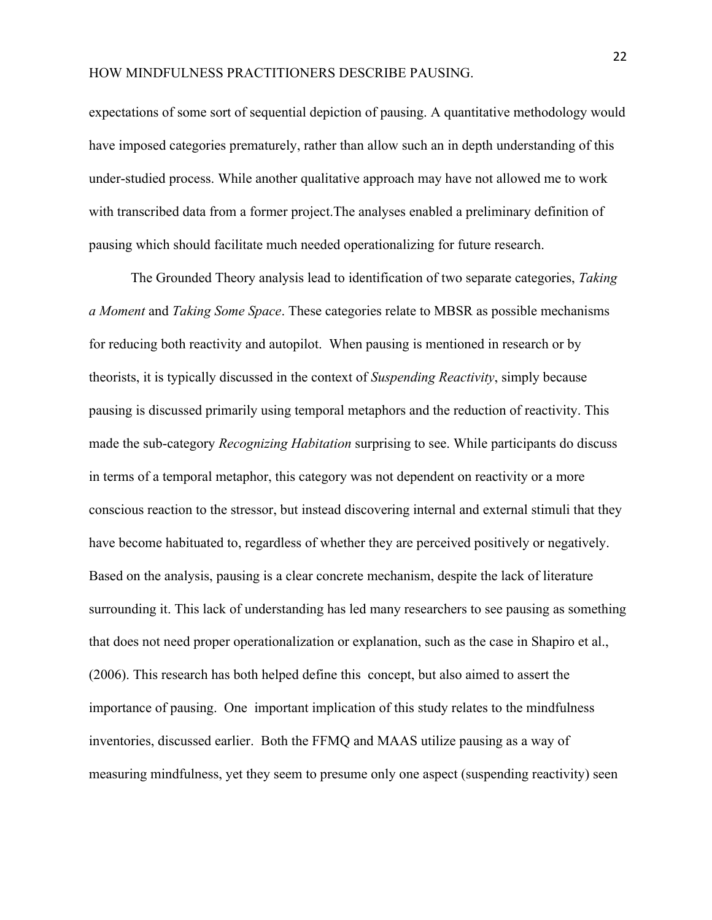expectations of some sort of sequential depiction of pausing. A quantitative methodology would have imposed categories prematurely, rather than allow such an in depth understanding of this under-studied process. While another qualitative approach may have not allowed me to work with transcribed data from a former project.The analyses enabled a preliminary definition of pausing which should facilitate much needed operationalizing for future research.

The Grounded Theory analysis lead to identification of two separate categories, *Taking a Moment* and *Taking Some Space*. These categories relate to MBSR as possible mechanisms for reducing both reactivity and autopilot. When pausing is mentioned in research or by theorists, it is typically discussed in the context of *Suspending Reactivity*, simply because pausing is discussed primarily using temporal metaphors and the reduction of reactivity. This made the sub-category *Recognizing Habitation* surprising to see. While participants do discuss in terms of a temporal metaphor, this category was not dependent on reactivity or a more conscious reaction to the stressor, but instead discovering internal and external stimuli that they have become habituated to, regardless of whether they are perceived positively or negatively. Based on the analysis, pausing is a clear concrete mechanism, despite the lack of literature surrounding it. This lack of understanding has led many researchers to see pausing as something that does not need proper operationalization or explanation, such as the case in Shapiro et al., (2006). This research has both helped define this concept, but also aimed to assert the importance of pausing. One important implication of this study relates to the mindfulness inventories, discussed earlier. Both the FFMQ and MAAS utilize pausing as a way of measuring mindfulness, yet they seem to presume only one aspect (suspending reactivity) seen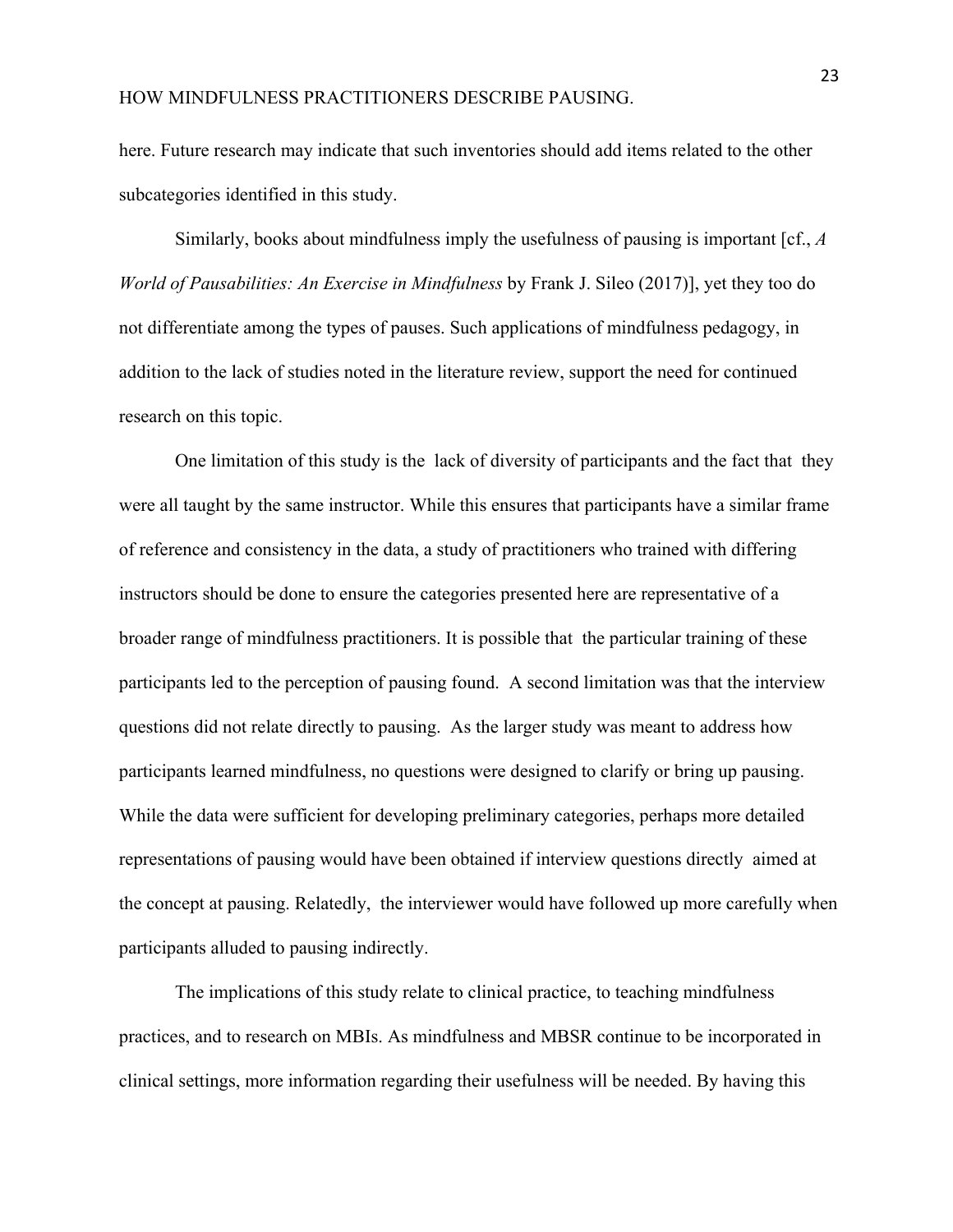here. Future research may indicate that such inventories should add items related to the other subcategories identified in this study.

Similarly, books about mindfulness imply the usefulness of pausing is important [cf., *A World of Pausabilities: An Exercise in Mindfulness* by Frank J. Sileo (2017)], yet they too do not differentiate among the types of pauses. Such applications of mindfulness pedagogy, in addition to the lack of studies noted in the literature review, support the need for continued research on this topic.

One limitation of this study is the lack of diversity of participants and the fact that they were all taught by the same instructor. While this ensures that participants have a similar frame of reference and consistency in the data, a study of practitioners who trained with differing instructors should be done to ensure the categories presented here are representative of a broader range of mindfulness practitioners. It is possible that the particular training of these participants led to the perception of pausing found. A second limitation was that the interview questions did not relate directly to pausing. As the larger study was meant to address how participants learned mindfulness, no questions were designed to clarify or bring up pausing. While the data were sufficient for developing preliminary categories, perhaps more detailed representations of pausing would have been obtained if interview questions directly aimed at the concept at pausing. Relatedly, the interviewer would have followed up more carefully when participants alluded to pausing indirectly.

The implications of this study relate to clinical practice, to teaching mindfulness practices, and to research on MBIs. As mindfulness and MBSR continue to be incorporated in clinical settings, more information regarding their usefulness will be needed. By having this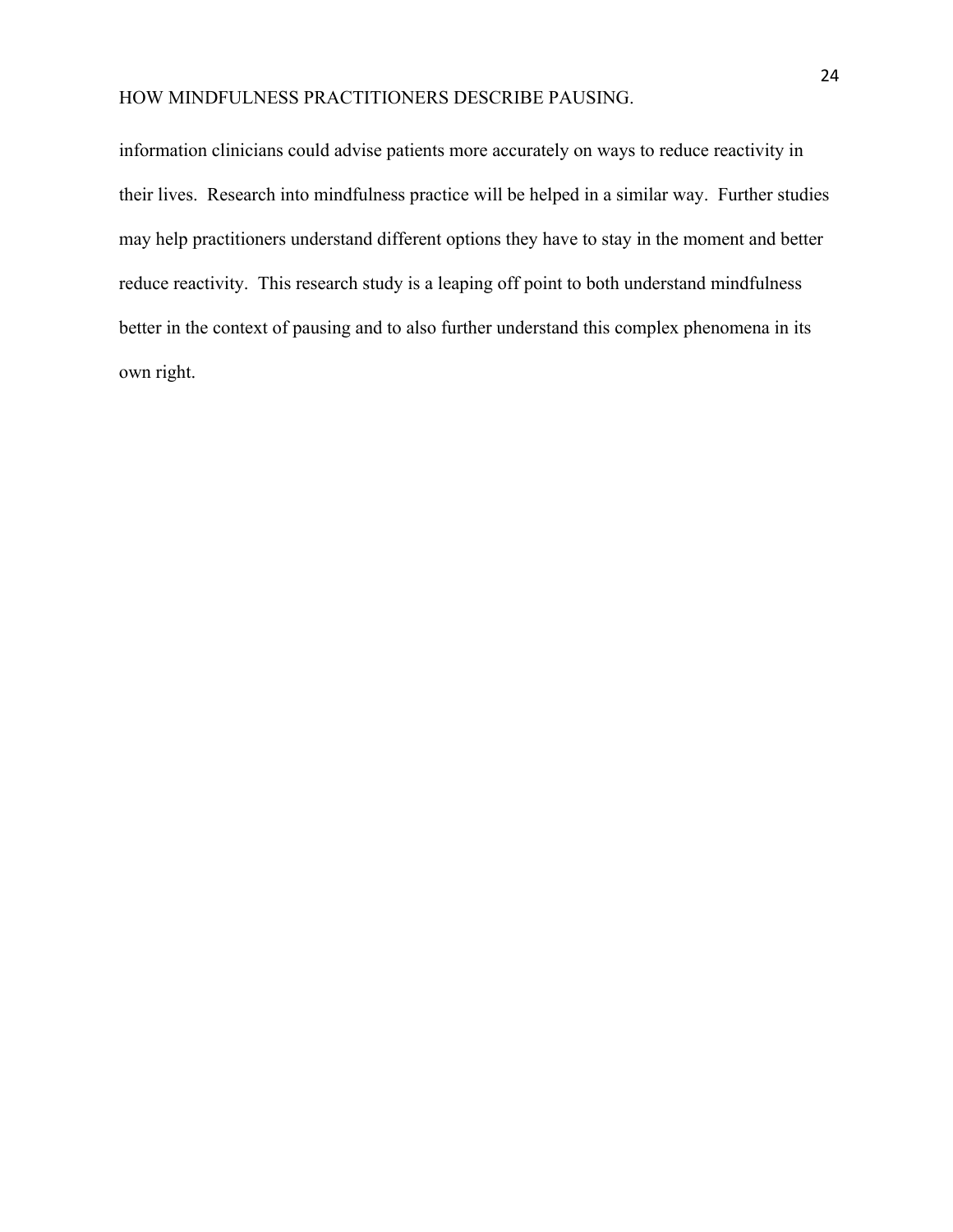information clinicians could advise patients more accurately on ways to reduce reactivity in their lives. Research into mindfulness practice will be helped in a similar way. Further studies may help practitioners understand different options they have to stay in the moment and better reduce reactivity. This research study is a leaping off point to both understand mindfulness better in the context of pausing and to also further understand this complex phenomena in its own right.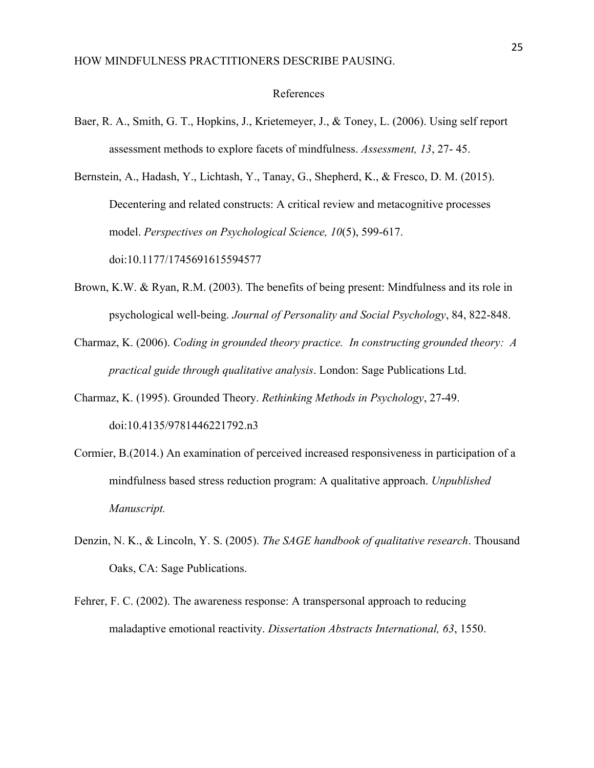## References

Baer, R. A., Smith, G. T., Hopkins, J., Krietemeyer, J., & Toney, L. (2006). Using self report assessment methods to explore facets of mindfulness. *Assessment, 13*, 27- 45.

Bernstein, A., Hadash, Y., Lichtash, Y., Tanay, G., Shepherd, K., & Fresco, D. M. (2015). Decentering and related constructs: A critical review and metacognitive processes model. *Perspectives on Psychological Science, 10*(5), 599-617. doi:10.1177/1745691615594577

Brown, K.W. & Ryan, R.M. (2003). The benefits of being present: Mindfulness and its role in psychological well-being. *Journal of Personality and Social Psychology*, 84, 822-848.

Charmaz, K. (2006). *Coding in grounded theory practice. In constructing grounded theory: A practical guide through qualitative analysis*. London: Sage Publications Ltd.

Charmaz, K. (1995). Grounded Theory. *Rethinking Methods in Psychology*, 27-49. doi:10.4135/9781446221792.n3

Cormier, B.(2014.) An examination of perceived increased responsiveness in participation of a mindfulness based stress reduction program: A qualitative approach. *Unpublished Manuscript.*

Denzin, N. K., & Lincoln, Y. S. (2005). *The SAGE handbook of qualitative research*. Thousand Oaks, CA: Sage Publications.

Fehrer, F. C. (2002). The awareness response: A transpersonal approach to reducing maladaptive emotional reactivity. *Dissertation Abstracts International, 63*, 1550.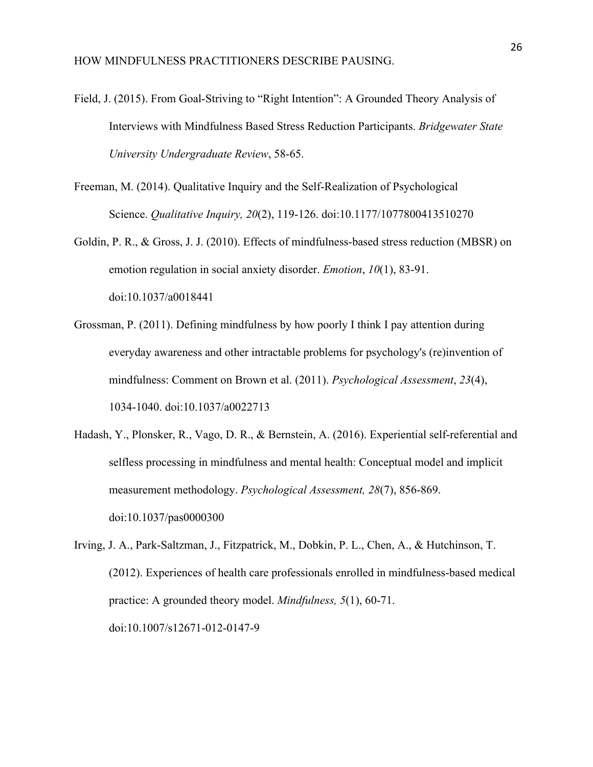Field, J. (2015). From Goal-Striving to "Right Intention": A Grounded Theory Analysis of Interviews with Mindfulness Based Stress Reduction Participants. *Bridgewater State University Undergraduate Review*, 58-65.

Freeman, M. (2014). Qualitative Inquiry and the Self-Realization of Psychological Science. *Qualitative Inquiry, 20*(2), 119-126. doi:10.1177/1077800413510270

Goldin, P. R., & Gross, J. J. (2010). Effects of mindfulness-based stress reduction (MBSR) on emotion regulation in social anxiety disorder. *Emotion*, *10*(1), 83-91. doi:10.1037/a0018441

Grossman, P. (2011). Defining mindfulness by how poorly I think I pay attention during everyday awareness and other intractable problems for psychology's (re)invention of mindfulness: Comment on Brown et al. (2011). *Psychological Assessment*, *23*(4), 1034-1040. doi:10.1037/a0022713

Hadash, Y., Plonsker, R., Vago, D. R., & Bernstein, A. (2016). Experiential self-referential and selfless processing in mindfulness and mental health: Conceptual model and implicit measurement methodology. *Psychological Assessment, 28*(7), 856-869. doi:10.1037/pas0000300

Irving, J. A., Park-Saltzman, J., Fitzpatrick, M., Dobkin, P. L., Chen, A., & Hutchinson, T. (2012). Experiences of health care professionals enrolled in mindfulness-based medical practice: A grounded theory model. *Mindfulness, 5*(1), 60-71. doi:10.1007/s12671-012-0147-9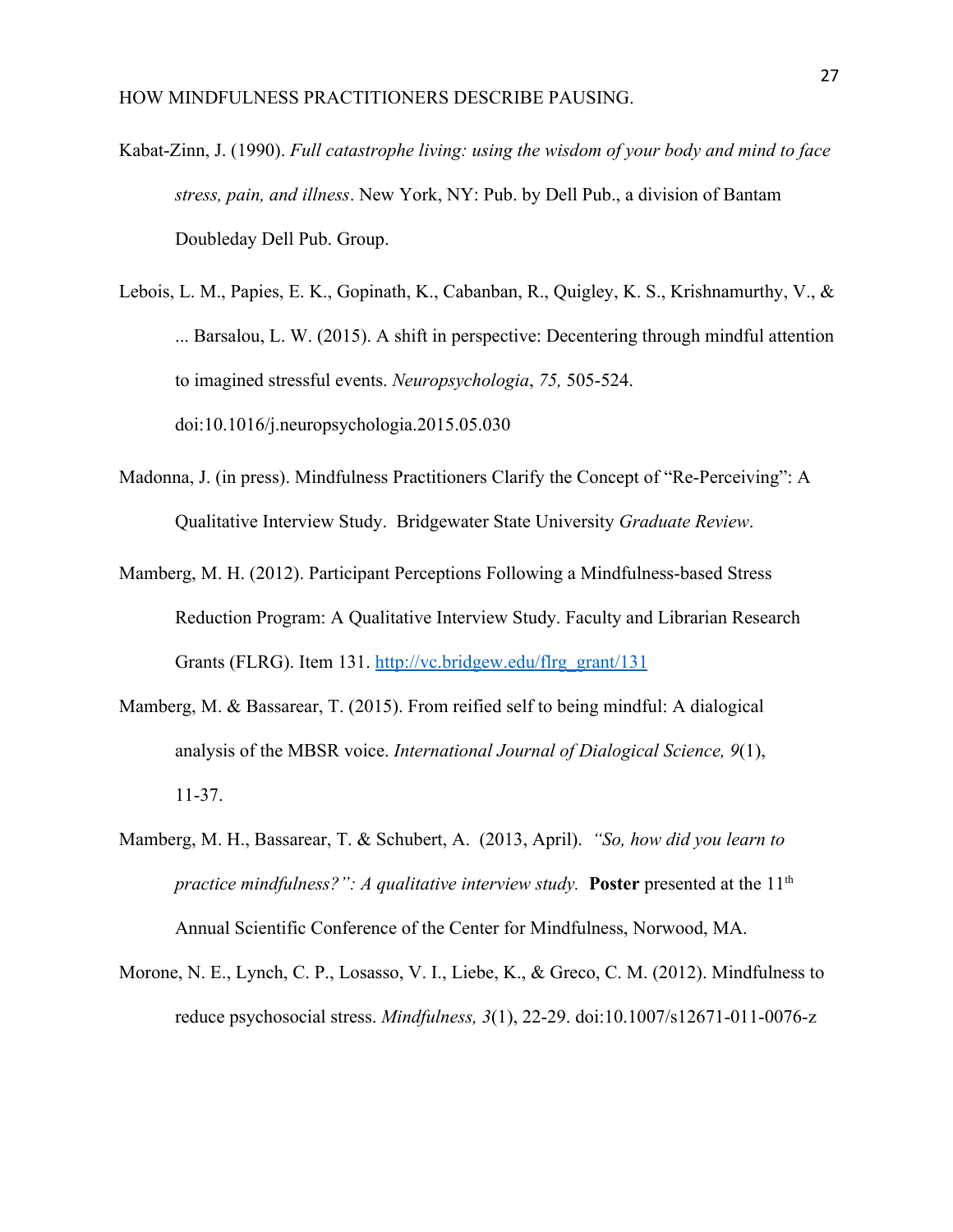Kabat-Zinn, J. (1990). *Full catastrophe living: using the wisdom of your body and mind to face stress, pain, and illness*. New York, NY: Pub. by Dell Pub., a division of Bantam Doubleday Dell Pub. Group.

Lebois, L. M., Papies, E. K., Gopinath, K., Cabanban, R., Quigley, K. S., Krishnamurthy, V., & ... Barsalou, L. W. (2015). A shift in perspective: Decentering through mindful attention to imagined stressful events. *Neuropsychologia*, *75,* 505-524. doi:10.1016/j.neuropsychologia.2015.05.030

Madonna, J. (in press). Mindfulness Practitioners Clarify the Concept of "Re-Perceiving": A Qualitative Interview Study. Bridgewater State University *Graduate Review*.

Mamberg, M. H. (2012). Participant Perceptions Following a Mindfulness-based Stress Reduction Program: A Qualitative Interview Study. Faculty and Librarian Research Grants (FLRG). Item 131. [http://vc.bridgew.edu/flrg_grant/131](http://vc.bridgew.edu/flrg_grant/131)

Mamberg, M. & Bassarear, T. (2015). From reified self to being mindful: A dialogical analysis of the MBSR voice. *International Journal of Dialogical Science, 9*(1), 11-37.

Mamberg, M. H., Bassarear, T. & Schubert, A. (2013, April). *"So, how did you learn to practice mindfulness?": A qualitative interview study.* **Poster** presented at the 11th Annual Scientific Conference of the Center for Mindfulness, Norwood, MA.

Morone, N. E., Lynch, C. P., Losasso, V. I., Liebe, K., & Greco, C. M. (2012). Mindfulness to reduce psychosocial stress. *Mindfulness, 3*(1), 22-29. doi:10.1007/s12671-011-0076-z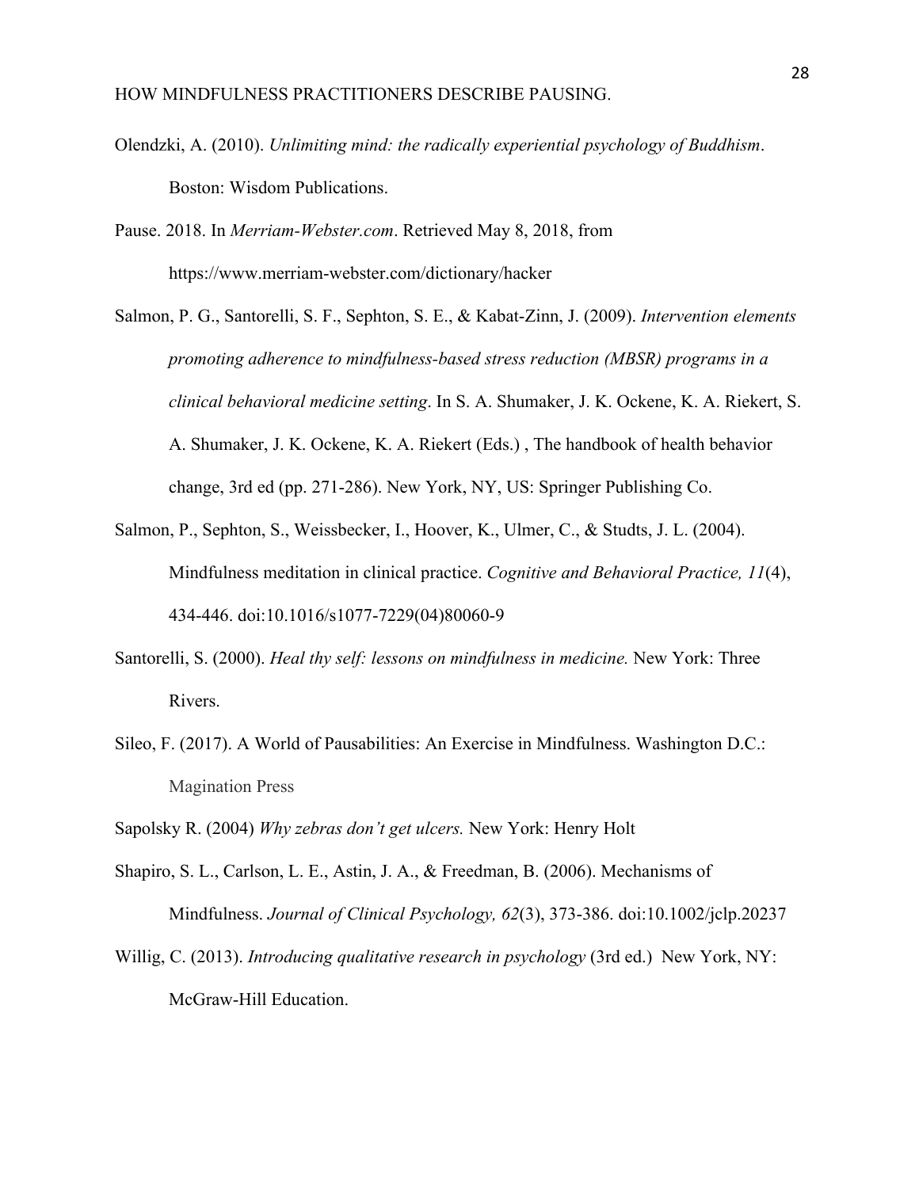Olendzki, A. (2010). *Unlimiting mind: the radically experiential psychology of Buddhism*. Boston: Wisdom Publications.

Pause. 2018. In *Merriam-Webster.com*. Retrieved May 8, 2018, from https://www.merriam-webster.com/dictionary/hacker

Salmon, P. G., Santorelli, S. F., Sephton, S. E., & Kabat-Zinn, J. (2009). *Intervention elements promoting adherence to mindfulness-based stress reduction (MBSR) programs in a clinical behavioral medicine setting*. In S. A. Shumaker, J. K. Ockene, K. A. Riekert, S. A. Shumaker, J. K. Ockene, K. A. Riekert (Eds.) , The handbook of health behavior change, 3rd ed (pp. 271-286). New York, NY, US: Springer Publishing Co.

Salmon, P., Sephton, S., Weissbecker, I., Hoover, K., Ulmer, C., & Studts, J. L. (2004). Mindfulness meditation in clinical practice. *Cognitive and Behavioral Practice, 11*(4), 434-446. doi:10.1016/s1077-7229(04)80060-9

Santorelli, S. (2000). *Heal thy self: lessons on mindfulness in medicine.* New York: Three Rivers.

Sileo, F. (2017). A World of Pausabilities: An Exercise in Mindfulness. Washington D.C.: Magination Press

Sapolsky R. (2004) *Why zebras don't get ulcers.* New York: Henry Holt

Shapiro, S. L., Carlson, L. E., Astin, J. A., & Freedman, B. (2006). Mechanisms of Mindfulness. *Journal of Clinical Psychology, 62*(3), 373-386. doi:10.1002/jclp.20237

Willig, C. (2013). *Introducing qualitative research in psychology* (3rd ed.) New York, NY: McGraw-Hill Education.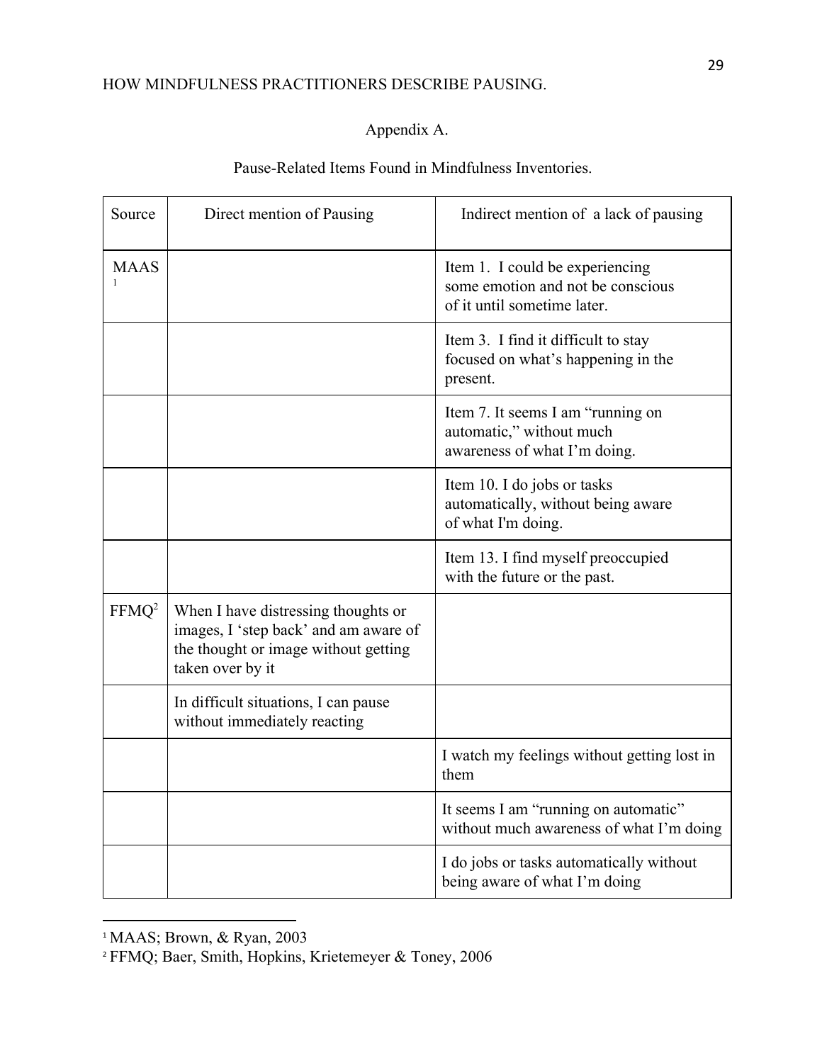Appendix A.

Pause-Related Items Found in Mindfulness Inventories.

| Source | Direct mention of Pausing | Indirect mention of a lack of pausing |
|---|---|---|
| MAAS[1] | | Item 1. I could be experiencing some emotion and not be conscious of it until sometime later. |
| | | Item 3. I find it difficult to stay focused on what's happening in the present. |
| | | Item 7. It seems I am "running on automatic," without much awareness of what I'm doing. |
| | | Item 10. I do jobs or tasks automatically, without being aware of what I'm doing. |
| | | Item 13. I find myself preoccupied with the future or the past. |
| FFMQ[2] | When I have distressing thoughts or images, I 'step back' and am aware of the thought or image without getting taken over by it | |
| | In difficult situations, I can pause without immediately reacting | |
| | | I watch my feelings without getting lost in them |
| | | It seems I am "running on automatic" without much awareness of what I'm doing |
| | | I do jobs or tasks automatically without being aware of what I'm doing |

[1] MAAS; Brown, & Ryan, 2003

[2] FFMQ; Baer, Smith, Hopkins, Krietemeyer & Toney, 2006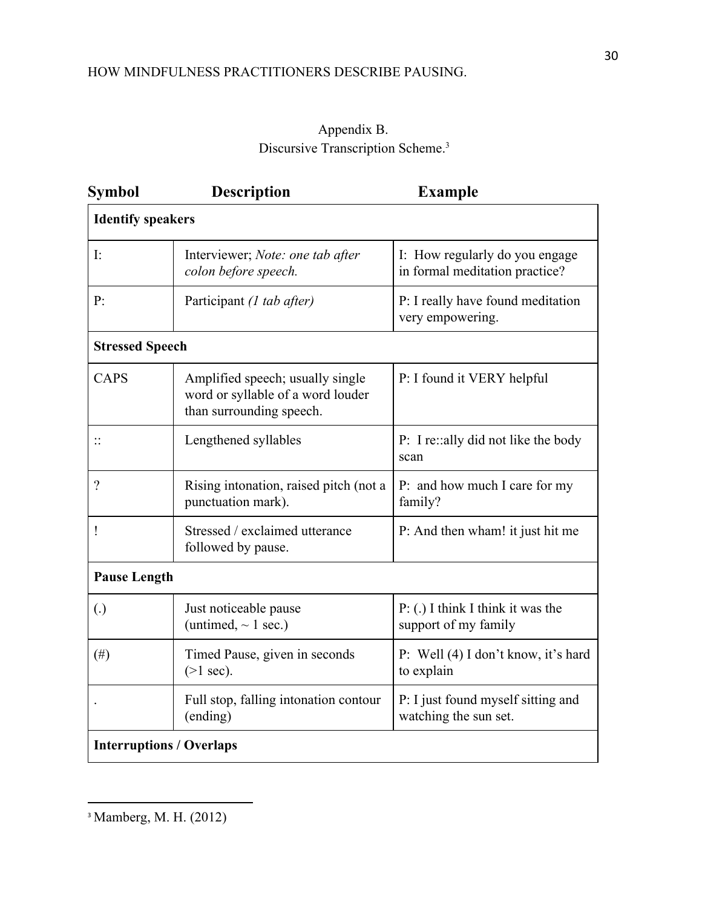## Appendix B.
## Discursive Transcription Scheme.[3]

| Symbol | Description | Example |
|---|---|---|
| **Identify speakers** | | |
| I: | Interviewer; *Note: one tab after colon before speech.* | I: How regularly do you engage in formal meditation practice? |
| P: | Participant *(1 tab after)* | P: I really have found meditation very empowering. |
| **Stressed Speech** | | |
| CAPS | Amplified speech; usually single word or syllable of a word louder than surrounding speech. | P: I found it VERY helpful |
| :: | Lengthened syllables | P: I re::ally did not like the body scan |
| ? | Rising intonation, raised pitch (not a punctuation mark). | P: and how much I care for my family? |
| ! | Stressed / exclaimed utterance followed by pause. | P: And then wham! it just hit me |
| **Pause Length** | | |
| (.) | Just noticeable pause (untimed, ~ 1 sec.) | P: (.) I think I think it was the support of my family |
| (#) | Timed Pause, given in seconds (>1 sec). | P: Well (4) I don't know, it's hard to explain |
| . | Full stop, falling intonation contour (ending) | P: I just found myself sitting and watching the sun set. |
| **Interruptions / Overlaps** | | |

[3] Mamberg, M. H. (2012)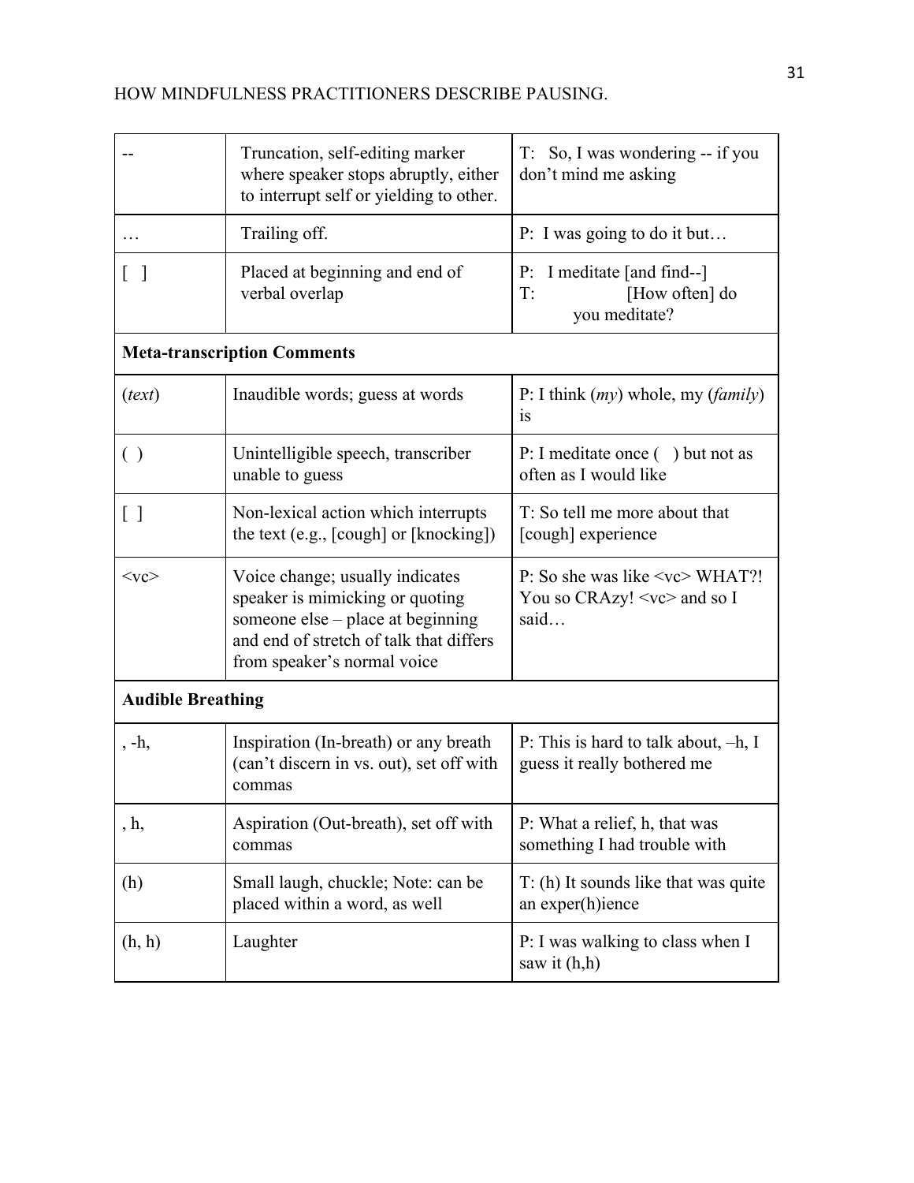| | | |
|---|---|---|
| -- | Truncation, self-editing marker where speaker stops abruptly, either to interrupt self or yielding to other. | T: So, I was wondering -- if you don't mind me asking |
| … | Trailing off. | P: I was going to do it but… |
| [ ] | Placed at beginning and end of verbal overlap | P: I meditate [and find--]<br>T: [How often] do you meditate? |
| **Meta-transcription Comments** | | |
| (*text*) | Inaudible words; guess at words | P: I think (*my*) whole, my (*family*) is |
| ( ) | Unintelligible speech, transcriber unable to guess | P: I meditate once ( ) but not as often as I would like |
| [ ] | Non-lexical action which interrupts the text (e.g., [cough] or [knocking]) | T: So tell me more about that [cough] experience |
| <vc> | Voice change; usually indicates speaker is mimicking or quoting someone else – place at beginning and end of stretch of talk that differs from speaker's normal voice | P: So she was like <vc> WHAT?! You so CRAzy! <vc> and so I said… |
| **Audible Breathing** | | |
| , -h, | Inspiration (In-breath) or any breath (can't discern in vs. out), set off with commas | P: This is hard to talk about, –h, I guess it really bothered me |
| , h, | Aspiration (Out-breath), set off with commas | P: What a relief, h, that was something I had trouble with |
| (h) | Small laugh, chuckle; Note: can be placed within a word, as well | T: (h) It sounds like that was quite an exper(h)ience |
| (h, h) | Laughter | P: I was walking to class when I saw it (h,h) |